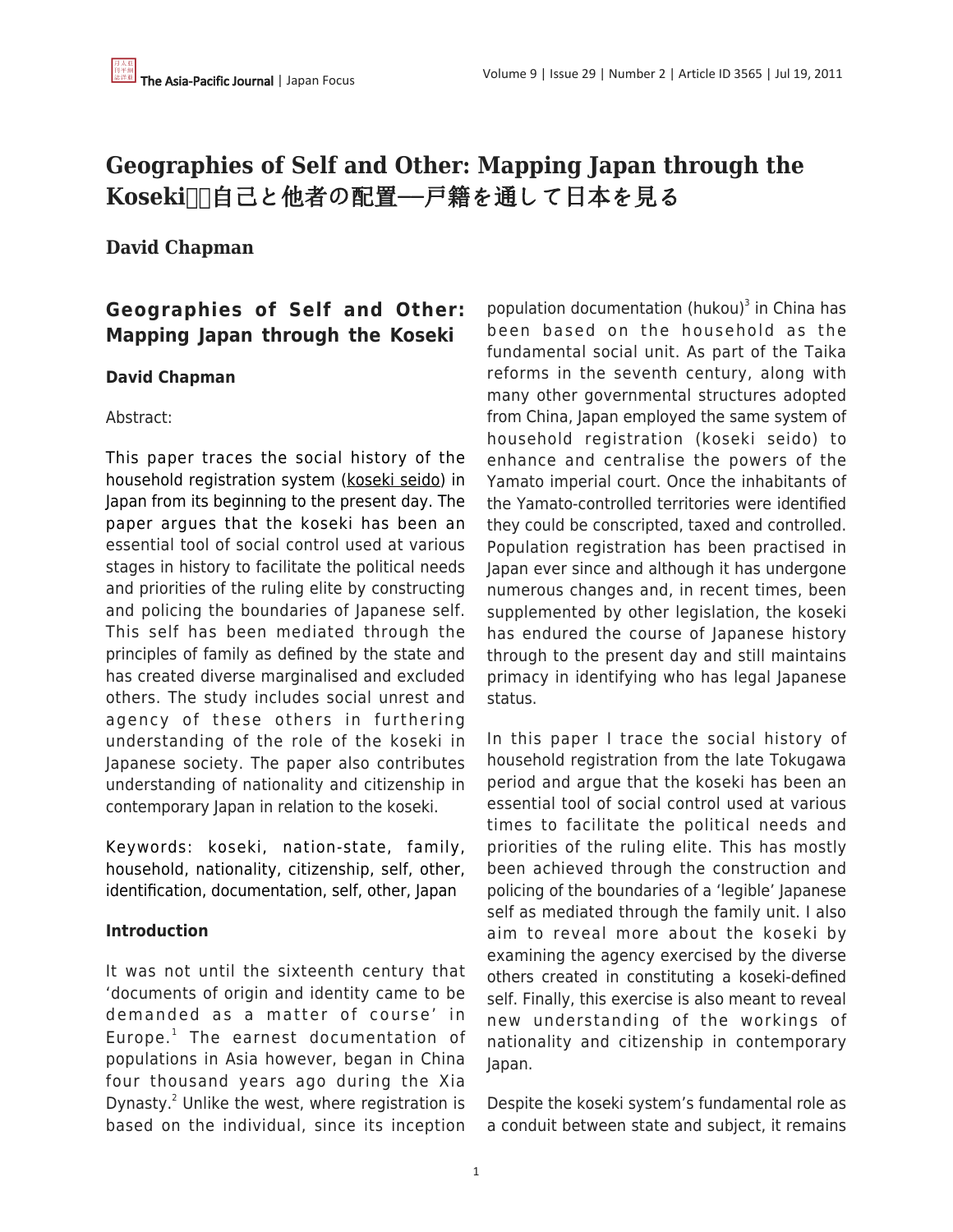# Geographies of Self and Other: Mapping Japan through the Koseki　自己と他者の配置—戸籍を通して日本を見る

**David Chapman**

## Geographies of Self and Other: Mapping Japan through the Koseki

**David Chapman**

Abstract:

This paper traces the social history of the household registration system (koseki seido) in Japan from its beginning to the present day. The paper argues that the koseki has been an essential tool of social control used at various stages in history to facilitate the political needs and priorities of the ruling elite by constructing and policing the boundaries of Japanese self. This self has been mediated through the principles of family as defined by the state and has created diverse marginalised and excluded others. The study includes social unrest and agency of these others in furthering understanding of the role of the koseki in Japanese society. The paper also contributes understanding of nationality and citizenship in contemporary Japan in relation to the koseki.

Keywords: koseki, nation-state, family, household, nationality, citizenship, self, other, identification, documentation, self, other, Japan

**Introduction**

It was not until the sixteenth century that 'documents of origin and identity came to be demanded as a matter of course' in Europe.[1] The earnest documentation of populations in Asia however, began in China four thousand years ago during the Xia Dynasty.[2] Unlike the west, where registration is based on the individual, since its inception population documentation (hukou)[3] in China has been based on the household as the fundamental social unit. As part of the Taika reforms in the seventh century, along with many other governmental structures adopted from China, Japan employed the same system of household registration (koseki seido) to enhance and centralise the powers of the Yamato imperial court. Once the inhabitants of the Yamato-controlled territories were identified they could be conscripted, taxed and controlled. Population registration has been practised in Japan ever since and although it has undergone numerous changes and, in recent times, been supplemented by other legislation, the koseki has endured the course of Japanese history through to the present day and still maintains primacy in identifying who has legal Japanese status.

In this paper I trace the social history of household registration from the late Tokugawa period and argue that the koseki has been an essential tool of social control used at various times to facilitate the political needs and priorities of the ruling elite. This has mostly been achieved through the construction and policing of the boundaries of a 'legible' Japanese self as mediated through the family unit. I also aim to reveal more about the koseki by examining the agency exercised by the diverse others created in constituting a koseki-defined self. Finally, this exercise is also meant to reveal new understanding of the workings of nationality and citizenship in contemporary Japan.

Despite the koseki system's fundamental role as a conduit between state and subject, it remains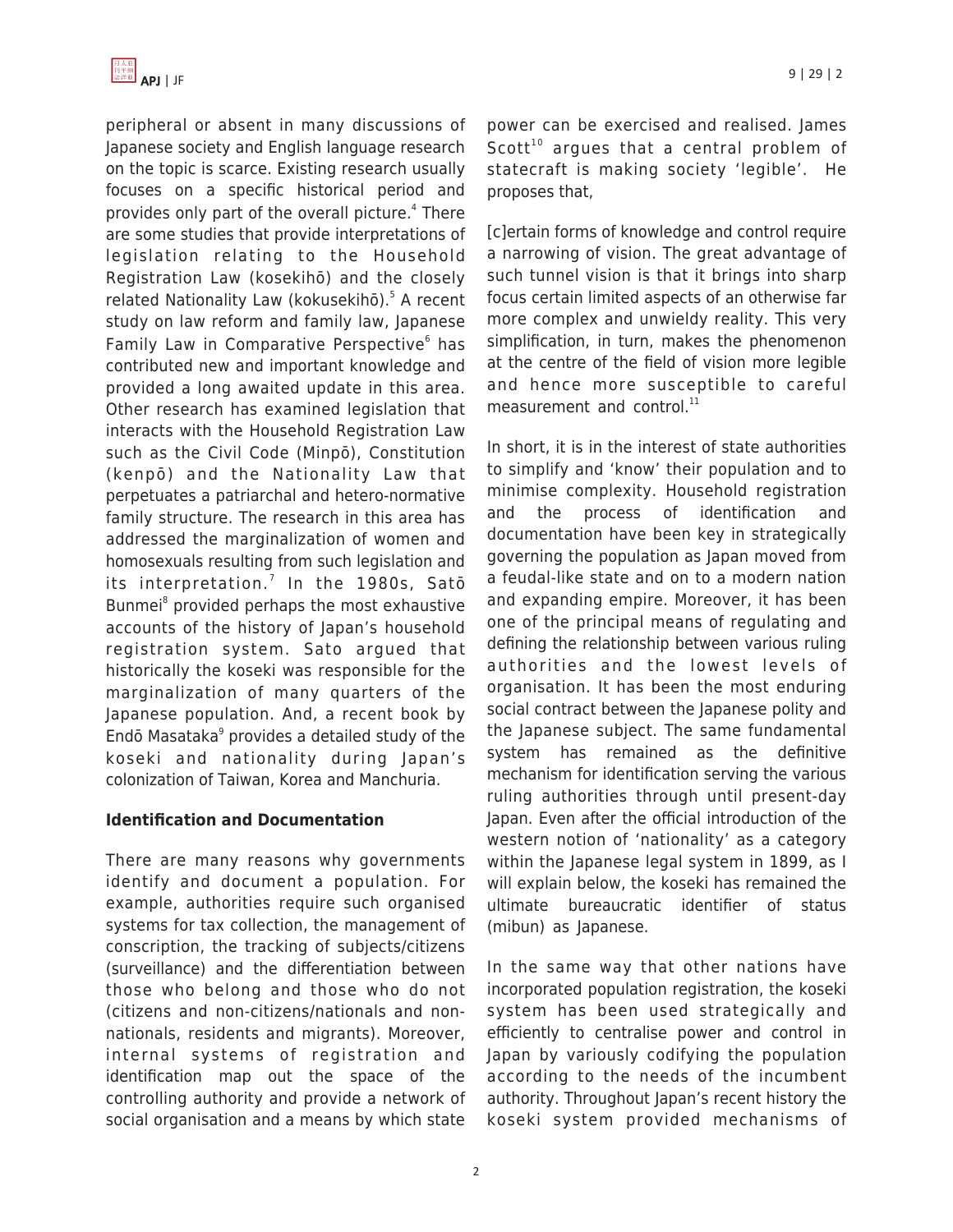peripheral or absent in many discussions of Japanese society and English language research on the topic is scarce. Existing research usually focuses on a specific historical period and provides only part of the overall picture.[4] There are some studies that provide interpretations of legislation relating to the Household Registration Law (kosekihō) and the closely related Nationality Law (kokusekihō).[5] A recent study on law reform and family law, Japanese Family Law in Comparative Perspective[6] has contributed new and important knowledge and provided a long awaited update in this area. Other research has examined legislation that interacts with the Household Registration Law such as the Civil Code (Minpō), Constitution (kenpō) and the Nationality Law that perpetuates a patriarchal and hetero-normative family structure. The research in this area has addressed the marginalization of women and homosexuals resulting from such legislation and its interpretation.[7] In the 1980s, Satō Bunmei[8] provided perhaps the most exhaustive accounts of the history of Japan's household registration system. Sato argued that historically the koseki was responsible for the marginalization of many quarters of the Japanese population. And, a recent book by Endō Masataka[9] provides a detailed study of the koseki and nationality during Japan's colonization of Taiwan, Korea and Manchuria.

**Identification and Documentation**

There are many reasons why governments identify and document a population. For example, authorities require such organised systems for tax collection, the management of conscription, the tracking of subjects/citizens (surveillance) and the differentiation between those who belong and those who do not (citizens and non-citizens/nationals and non-nationals, residents and migrants). Moreover, internal systems of registration and identification map out the space of the controlling authority and provide a network of social organisation and a means by which state power can be exercised and realised. James Scott[10] argues that a central problem of statecraft is making society 'legible'. He proposes that,

[c]ertain forms of knowledge and control require a narrowing of vision. The great advantage of such tunnel vision is that it brings into sharp focus certain limited aspects of an otherwise far more complex and unwieldy reality. This very simplification, in turn, makes the phenomenon at the centre of the field of vision more legible and hence more susceptible to careful measurement and control.[11]

In short, it is in the interest of state authorities to simplify and 'know' their population and to minimise complexity. Household registration and the process of identification and documentation have been key in strategically governing the population as Japan moved from a feudal-like state and on to a modern nation and expanding empire. Moreover, it has been one of the principal means of regulating and defining the relationship between various ruling authorities and the lowest levels of organisation. It has been the most enduring social contract between the Japanese polity and the Japanese subject. The same fundamental system has remained as the definitive mechanism for identification serving the various ruling authorities through until present-day Japan. Even after the official introduction of the western notion of 'nationality' as a category within the Japanese legal system in 1899, as I will explain below, the koseki has remained the ultimate bureaucratic identifier of status (mibun) as Japanese.

In the same way that other nations have incorporated population registration, the koseki system has been used strategically and efficiently to centralise power and control in Japan by variously codifying the population according to the needs of the incumbent authority. Throughout Japan's recent history the koseki system provided mechanisms of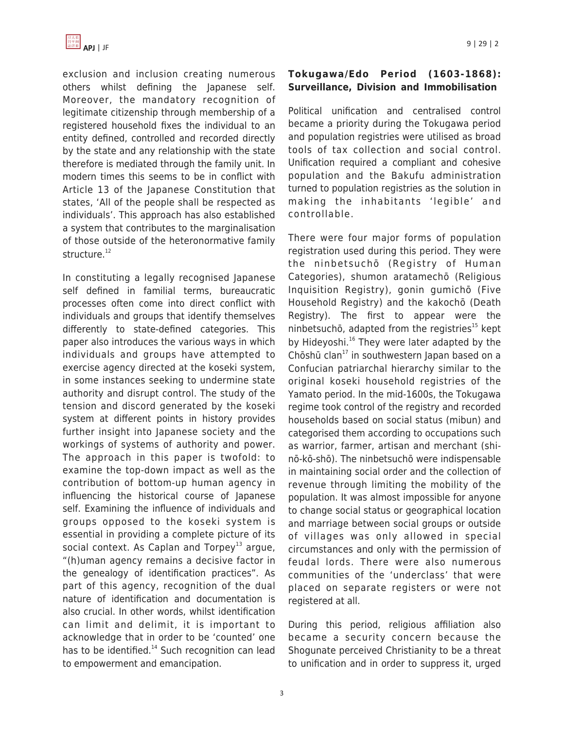exclusion and inclusion creating numerous others whilst defining the Japanese self. Moreover, the mandatory recognition of legitimate citizenship through membership of a registered household fixes the individual to an entity defined, controlled and recorded directly by the state and any relationship with the state therefore is mediated through the family unit. In modern times this seems to be in conflict with Article 13 of the Japanese Constitution that states, 'All of the people shall be respected as individuals'. This approach has also established a system that contributes to the marginalisation of those outside of the heteronormative family structure.[12]

In constituting a legally recognised Japanese self defined in familial terms, bureaucratic processes often come into direct conflict with individuals and groups that identify themselves differently to state-defined categories. This paper also introduces the various ways in which individuals and groups have attempted to exercise agency directed at the koseki system, in some instances seeking to undermine state authority and disrupt control. The study of the tension and discord generated by the koseki system at different points in history provides further insight into Japanese society and the workings of systems of authority and power. The approach in this paper is twofold: to examine the top-down impact as well as the contribution of bottom-up human agency in influencing the historical course of Japanese self. Examining the influence of individuals and groups opposed to the koseki system is essential in providing a complete picture of its social context. As Caplan and Torpey[13] argue, "(h)uman agency remains a decisive factor in the genealogy of identification practices". As part of this agency, recognition of the dual nature of identification and documentation is also crucial. In other words, whilst identification can limit and delimit, it is important to acknowledge that in order to be 'counted' one has to be identified.[14] Such recognition can lead to empowerment and emancipation.

## Tokugawa/Edo Period (1603-1868): Surveillance, Division and Immobilisation

Political unification and centralised control became a priority during the Tokugawa period and population registries were utilised as broad tools of tax collection and social control. Unification required a compliant and cohesive population and the Bakufu administration turned to population registries as the solution in making the inhabitants 'legible' and controllable.

There were four major forms of population registration used during this period. They were the ninbetsuchō (Registry of Human Categories), shumon aratamechō (Religious Inquisition Registry), gonin gumichō (Five Household Registry) and the kakochō (Death Registry). The first to appear were the ninbetsuchō, adapted from the registries[15] kept by Hideyoshi.[16] They were later adapted by the Chōshū clan[17] in southwestern Japan based on a Confucian patriarchal hierarchy similar to the original koseki household registries of the Yamato period. In the mid-1600s, the Tokugawa regime took control of the registry and recorded households based on social status (mibun) and categorised them according to occupations such as warrior, farmer, artisan and merchant (shi-nō-kō-shō). The ninbetsuchō were indispensable in maintaining social order and the collection of revenue through limiting the mobility of the population. It was almost impossible for anyone to change social status or geographical location and marriage between social groups or outside of villages was only allowed in special circumstances and only with the permission of feudal lords. There were also numerous communities of the 'underclass' that were placed on separate registers or were not registered at all.

During this period, religious affiliation also became a security concern because the Shogunate perceived Christianity to be a threat to unification and in order to suppress it, urged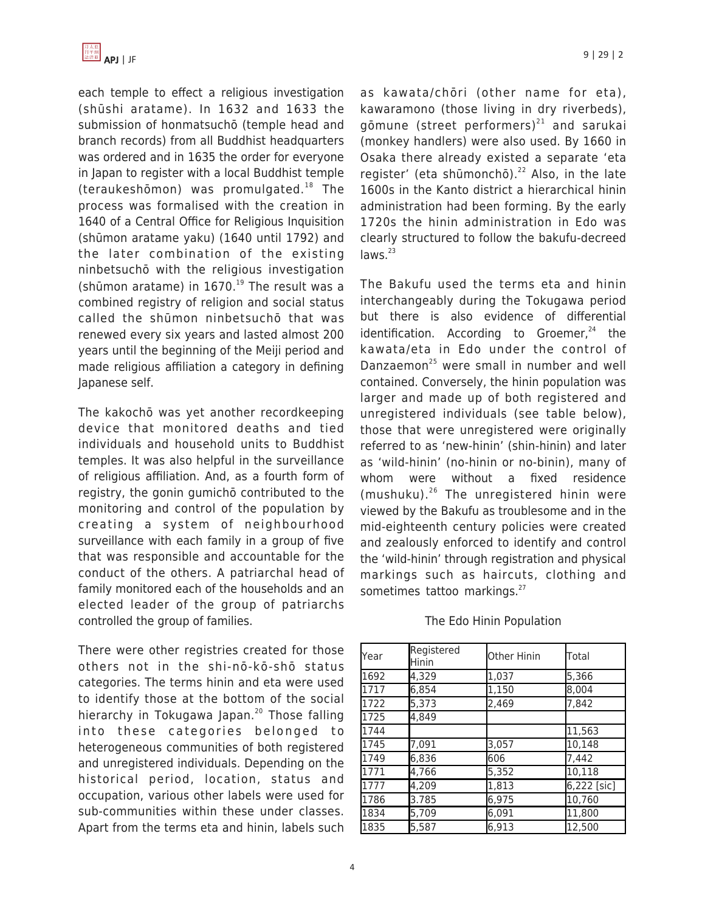each temple to effect a religious investigation (shūshi aratame). In 1632 and 1633 the submission of honmatsuchō (temple head and branch records) from all Buddhist headquarters was ordered and in 1635 the order for everyone in Japan to register with a local Buddhist temple (teraukeshōmon) was promulgated.[18] The process was formalised with the creation in 1640 of a Central Office for Religious Inquisition (shūmon aratame yaku) (1640 until 1792) and the later combination of the existing ninbetsuchō with the religious investigation (shūmon aratame) in 1670.[19] The result was a combined registry of religion and social status called the shūmon ninbetsuchō that was renewed every six years and lasted almost 200 years until the beginning of the Meiji period and made religious affiliation a category in defining Japanese self.

The kakochō was yet another recordkeeping device that monitored deaths and tied individuals and household units to Buddhist temples. It was also helpful in the surveillance of religious affiliation. And, as a fourth form of registry, the gonin gumichō contributed to the monitoring and control of the population by creating a system of neighbourhood surveillance with each family in a group of five that was responsible and accountable for the conduct of the others. A patriarchal head of family monitored each of the households and an elected leader of the group of patriarchs controlled the group of families.

There were other registries created for those others not in the shi-nō-kō-shō status categories. The terms hinin and eta were used to identify those at the bottom of the social hierarchy in Tokugawa Japan.[20] Those falling into these categories belonged to heterogeneous communities of both registered and unregistered individuals. Depending on the historical period, location, status and occupation, various other labels were used for sub-communities within these under classes. Apart from the terms eta and hinin, labels such as kawata/chōri (other name for eta), kawaramono (those living in dry riverbeds), gōmune (street performers)[21] and sarukai (monkey handlers) were also used. By 1660 in Osaka there already existed a separate 'eta register' (eta shūmonchō).[22] Also, in the late 1600s in the Kanto district a hierarchical hinin administration had been forming. By the early 1720s the hinin administration in Edo was clearly structured to follow the bakufu-decreed laws.[23]

The Bakufu used the terms eta and hinin interchangeably during the Tokugawa period but there is also evidence of differential identification. According to Groemer,[24] the kawata/eta in Edo under the control of Danzaemon[25] were small in number and well contained. Conversely, the hinin population was larger and made up of both registered and unregistered individuals (see table below), those that were unregistered were originally referred to as 'new-hinin' (shin-hinin) and later as 'wild-hinin' (no-hinin or no-binin), many of whom were without a fixed residence (mushuku).[26] The unregistered hinin were viewed by the Bakufu as troublesome and in the mid-eighteenth century policies were created and zealously enforced to identify and control the 'wild-hinin' through registration and physical markings such as haircuts, clothing and sometimes tattoo markings.[27]

The Edo Hinin Population

| Year | Registered Hinin | Other Hinin | Total |
|---|---|---|---|
| 1692 | 4,329 | 1,037 | 5,366 |
| 1717 | 6,854 | 1,150 | 8,004 |
| 1722 | 5,373 | 2,469 | 7,842 |
| 1725 | 4,849 | | |
| 1744 | | | 11,563 |
| 1745 | 7,091 | 3,057 | 10,148 |
| 1749 | 6,836 | 606 | 7,442 |
| 1771 | 4,766 | 5,352 | 10,118 |
| 1777 | 4,209 | 1,813 | 6,222 [sic] |
| 1786 | 3.785 | 6,975 | 10,760 |
| 1834 | 5,709 | 6,091 | 11,800 |
| 1835 | 5,587 | 6,913 | 12,500 |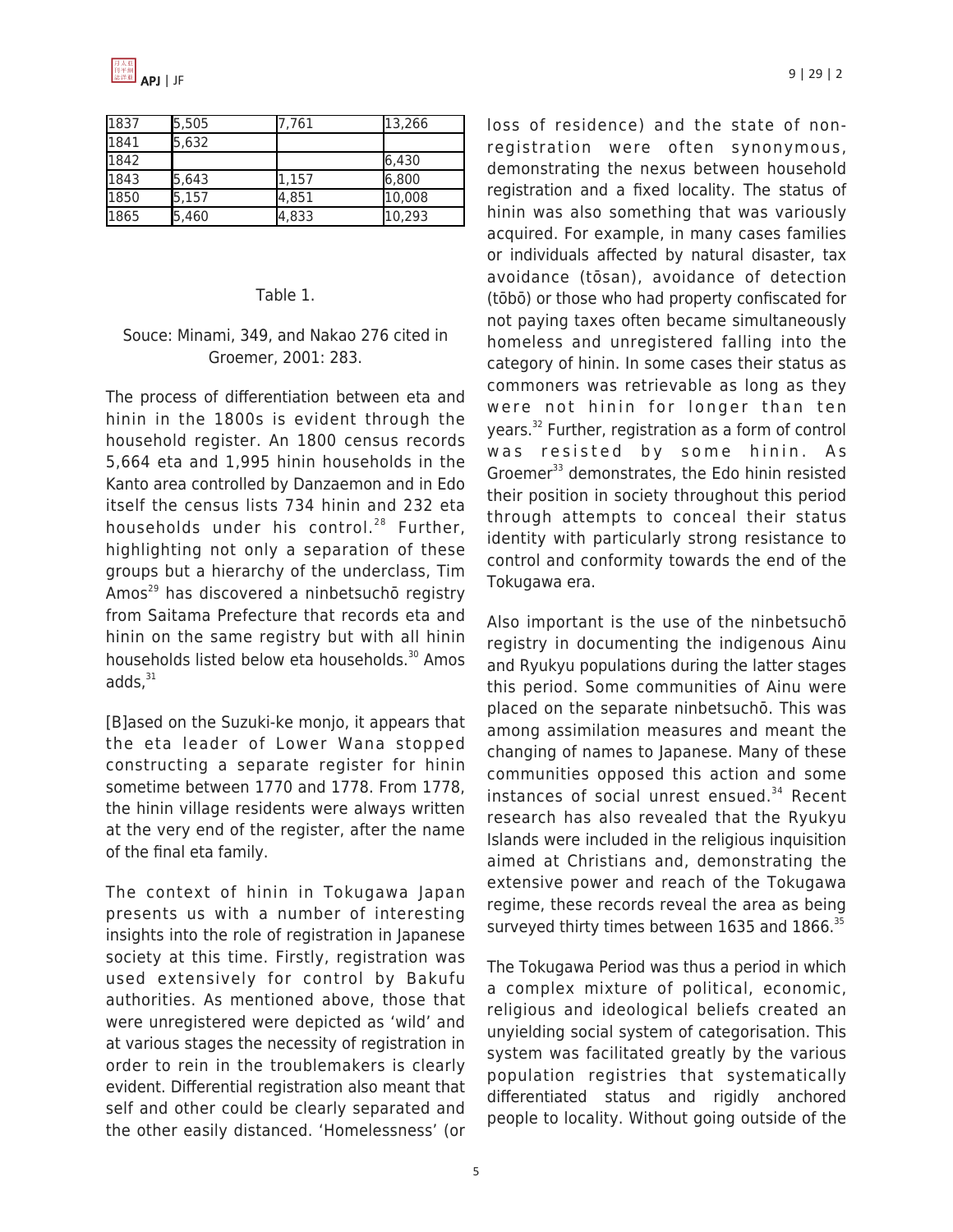| 1837 | 5,505 | 7,761 | 13,266 |
|---|---|---|---|
| 1841 | 5,632 | | |
| 1842 | | | 6,430 |
| 1843 | 5,643 | 1,157 | 6,800 |
| 1850 | 5,157 | 4,851 | 10,008 |
| 1865 | 5,460 | 4,833 | 10,293 |

Table 1.

Souce: Minami, 349, and Nakao 276 cited in Groemer, 2001: 283.

The process of differentiation between eta and hinin in the 1800s is evident through the household register. An 1800 census records 5,664 eta and 1,995 hinin households in the Kanto area controlled by Danzaemon and in Edo itself the census lists 734 hinin and 232 eta households under his control.[28] Further, highlighting not only a separation of these groups but a hierarchy of the underclass, Tim Amos[29] has discovered a ninbetsuchō registry from Saitama Prefecture that records eta and hinin on the same registry but with all hinin households listed below eta households.[30] Amos adds,[31]

[B]ased on the Suzuki-ke monjo, it appears that the eta leader of Lower Wana stopped constructing a separate register for hinin sometime between 1770 and 1778. From 1778, the hinin village residents were always written at the very end of the register, after the name of the final eta family.

The context of hinin in Tokugawa Japan presents us with a number of interesting insights into the role of registration in Japanese society at this time. Firstly, registration was used extensively for control by Bakufu authorities. As mentioned above, those that were unregistered were depicted as 'wild' and at various stages the necessity of registration in order to rein in the troublemakers is clearly evident. Differential registration also meant that self and other could be clearly separated and the other easily distanced. 'Homelessness' (or loss of residence) and the state of non-registration were often synonymous, demonstrating the nexus between household registration and a fixed locality. The status of hinin was also something that was variously acquired. For example, in many cases families or individuals affected by natural disaster, tax avoidance (tōsan), avoidance of detection (tōbō) or those who had property confiscated for not paying taxes often became simultaneously homeless and unregistered falling into the category of hinin. In some cases their status as commoners was retrievable as long as they were not hinin for longer than ten years.[32] Further, registration as a form of control was resisted by some hinin. As Groemer[33] demonstrates, the Edo hinin resisted their position in society throughout this period through attempts to conceal their status identity with particularly strong resistance to control and conformity towards the end of the Tokugawa era.

Also important is the use of the ninbetsuchō registry in documenting the indigenous Ainu and Ryukyu populations during the latter stages this period. Some communities of Ainu were placed on the separate ninbetsuchō. This was among assimilation measures and meant the changing of names to Japanese. Many of these communities opposed this action and some instances of social unrest ensued.[34] Recent research has also revealed that the Ryukyu Islands were included in the religious inquisition aimed at Christians and, demonstrating the extensive power and reach of the Tokugawa regime, these records reveal the area as being surveyed thirty times between 1635 and 1866.[35]

The Tokugawa Period was thus a period in which a complex mixture of political, economic, religious and ideological beliefs created an unyielding social system of categorisation. This system was facilitated greatly by the various population registries that systematically differentiated status and rigidly anchored people to locality. Without going outside of the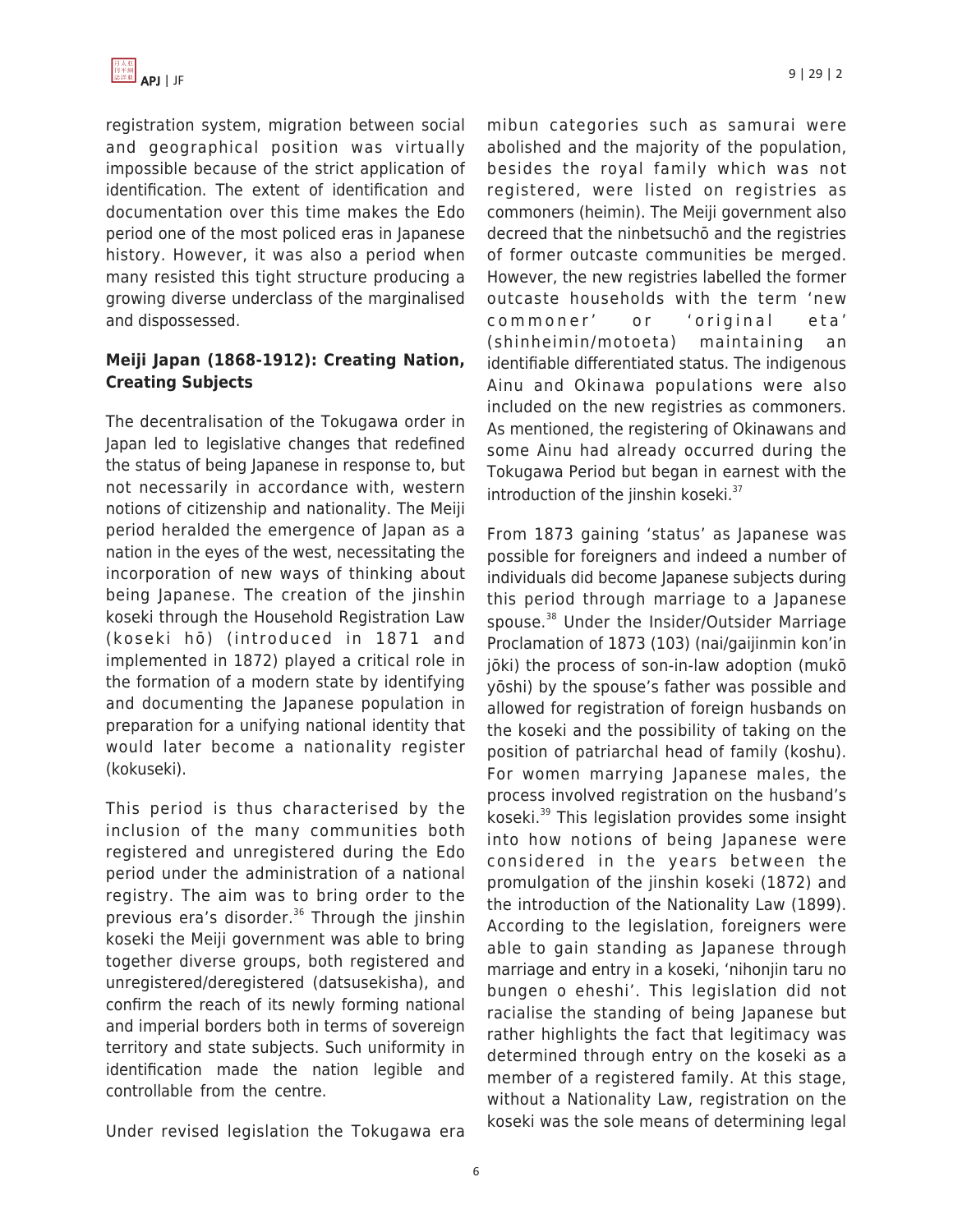registration system, migration between social and geographical position was virtually impossible because of the strict application of identification. The extent of identification and documentation over this time makes the Edo period one of the most policed eras in Japanese history. However, it was also a period when many resisted this tight structure producing a growing diverse underclass of the marginalised and dispossessed.

**Meiji Japan (1868-1912): Creating Nation, Creating Subjects**

The decentralisation of the Tokugawa order in Japan led to legislative changes that redefined the status of being Japanese in response to, but not necessarily in accordance with, western notions of citizenship and nationality. The Meiji period heralded the emergence of Japan as a nation in the eyes of the west, necessitating the incorporation of new ways of thinking about being Japanese. The creation of the jinshin koseki through the Household Registration Law (koseki hō) (introduced in 1871 and implemented in 1872) played a critical role in the formation of a modern state by identifying and documenting the Japanese population in preparation for a unifying national identity that would later become a nationality register (kokuseki).

This period is thus characterised by the inclusion of the many communities both registered and unregistered during the Edo period under the administration of a national registry. The aim was to bring order to the previous era's disorder.[36] Through the jinshin koseki the Meiji government was able to bring together diverse groups, both registered and unregistered/deregistered (datsusekisha), and confirm the reach of its newly forming national and imperial borders both in terms of sovereign territory and state subjects. Such uniformity in identification made the nation legible and controllable from the centre.

Under revised legislation the Tokugawa era mibun categories such as samurai were abolished and the majority of the population, besides the royal family which was not registered, were listed on registries as commoners (heimin). The Meiji government also decreed that the ninbetsuchō and the registries of former outcaste communities be merged. However, the new registries labelled the former outcaste households with the term 'new commoner' or 'original eta' (shinheimin/motoeta) maintaining an identifiable differentiated status. The indigenous Ainu and Okinawa populations were also included on the new registries as commoners. As mentioned, the registering of Okinawans and some Ainu had already occurred during the Tokugawa Period but began in earnest with the introduction of the jinshin koseki.[37]

From 1873 gaining 'status' as Japanese was possible for foreigners and indeed a number of individuals did become Japanese subjects during this period through marriage to a Japanese spouse.[38] Under the Insider/Outsider Marriage Proclamation of 1873 (103) (nai/gaijinmin kon'in jōki) the process of son-in-law adoption (mukō yōshi) by the spouse's father was possible and allowed for registration of foreign husbands on the koseki and the possibility of taking on the position of patriarchal head of family (koshu). For women marrying Japanese males, the process involved registration on the husband's koseki.[39] This legislation provides some insight into how notions of being Japanese were considered in the years between the promulgation of the jinshin koseki (1872) and the introduction of the Nationality Law (1899). According to the legislation, foreigners were able to gain standing as Japanese through marriage and entry in a koseki, 'nihonjin taru no bungen o eheshi'. This legislation did not racialise the standing of being Japanese but rather highlights the fact that legitimacy was determined through entry on the koseki as a member of a registered family. At this stage, without a Nationality Law, registration on the koseki was the sole means of determining legal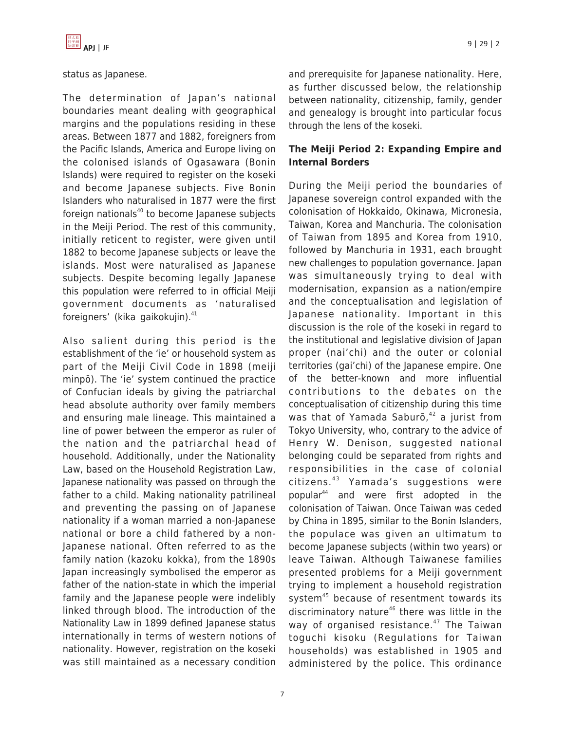status as Japanese.

The determination of Japan's national boundaries meant dealing with geographical margins and the populations residing in these areas. Between 1877 and 1882, foreigners from the Pacific Islands, America and Europe living on the colonised islands of Ogasawara (Bonin Islands) were required to register on the koseki and become Japanese subjects. Five Bonin Islanders who naturalised in 1877 were the first foreign nationals[40] to become Japanese subjects in the Meiji Period. The rest of this community, initially reticent to register, were given until 1882 to become Japanese subjects or leave the islands. Most were naturalised as Japanese subjects. Despite becoming legally Japanese this population were referred to in official Meiji government documents as 'naturalised foreigners' (kika gaikokujin).[41]

Also salient during this period is the establishment of the 'ie' or household system as part of the Meiji Civil Code in 1898 (meiji minpō). The 'ie' system continued the practice of Confucian ideals by giving the patriarchal head absolute authority over family members and ensuring male lineage. This maintained a line of power between the emperor as ruler of the nation and the patriarchal head of household. Additionally, under the Nationality Law, based on the Household Registration Law, Japanese nationality was passed on through the father to a child. Making nationality patrilineal and preventing the passing on of Japanese nationality if a woman married a non-Japanese national or bore a child fathered by a non-Japanese national. Often referred to as the family nation (kazoku kokka), from the 1890s Japan increasingly symbolised the emperor as father of the nation-state in which the imperial family and the Japanese people were indelibly linked through blood. The introduction of the Nationality Law in 1899 defined Japanese status internationally in terms of western notions of nationality. However, registration on the koseki was still maintained as a necessary condition and prerequisite for Japanese nationality. Here, as further discussed below, the relationship between nationality, citizenship, family, gender and genealogy is brought into particular focus through the lens of the koseki.

## The Meiji Period 2: Expanding Empire and Internal Borders

During the Meiji period the boundaries of Japanese sovereign control expanded with the colonisation of Hokkaido, Okinawa, Micronesia, Taiwan, Korea and Manchuria. The colonisation of Taiwan from 1895 and Korea from 1910, followed by Manchuria in 1931, each brought new challenges to population governance. Japan was simultaneously trying to deal with modernisation, expansion as a nation/empire and the conceptualisation and legislation of Japanese nationality. Important in this discussion is the role of the koseki in regard to the institutional and legislative division of Japan proper (nai'chi) and the outer or colonial territories (gai'chi) of the Japanese empire. One of the better-known and more influential contributions to the debates on the conceptualisation of citizenship during this time was that of Yamada Saburō,[42] a jurist from Tokyo University, who, contrary to the advice of Henry W. Denison, suggested national belonging could be separated from rights and responsibilities in the case of colonial citizens.[43] Yamada's suggestions were popular[44] and were first adopted in the colonisation of Taiwan. Once Taiwan was ceded by China in 1895, similar to the Bonin Islanders, the populace was given an ultimatum to become Japanese subjects (within two years) or leave Taiwan. Although Taiwanese families presented problems for a Meiji government trying to implement a household registration system[45] because of resentment towards its discriminatory nature[46] there was little in the way of organised resistance.[47] The Taiwan toguchi kisoku (Regulations for Taiwan households) was established in 1905 and administered by the police. This ordinance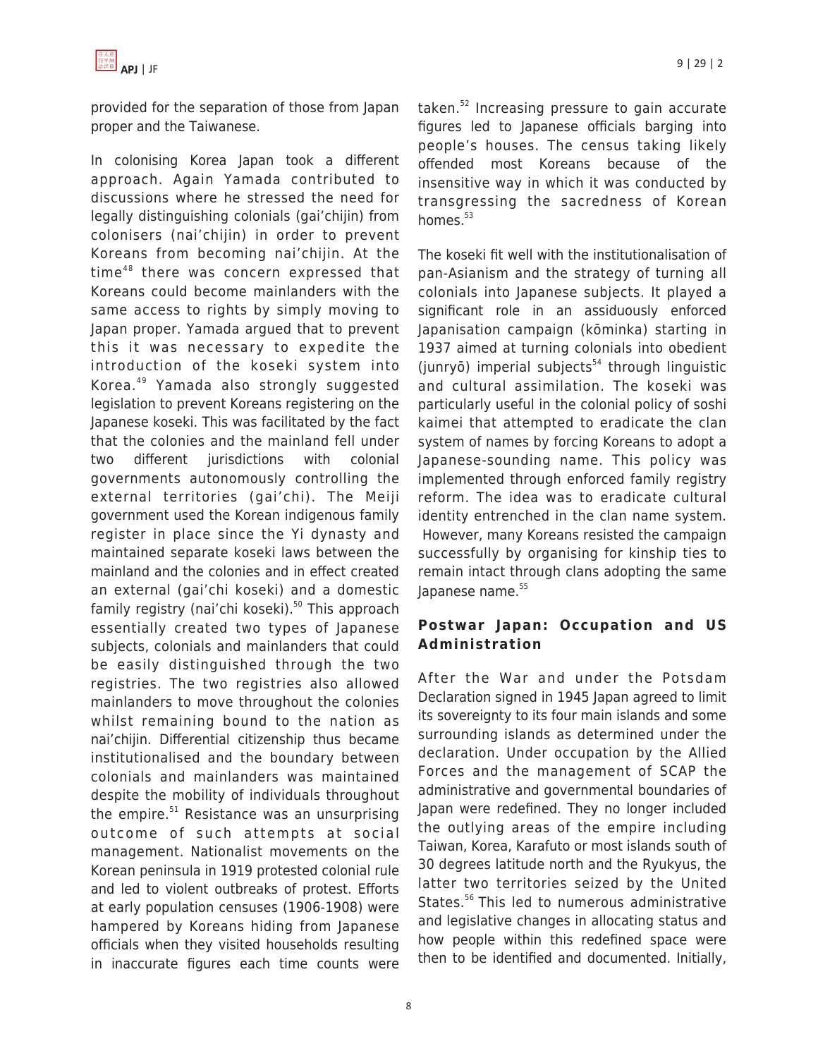provided for the separation of those from Japan proper and the Taiwanese.

In colonising Korea Japan took a different approach. Again Yamada contributed to discussions where he stressed the need for legally distinguishing colonials (gai'chijin) from colonisers (nai'chijin) in order to prevent Koreans from becoming nai'chijin. At the time[48] there was concern expressed that Koreans could become mainlanders with the same access to rights by simply moving to Japan proper. Yamada argued that to prevent this it was necessary to expedite the introduction of the koseki system into Korea.[49] Yamada also strongly suggested legislation to prevent Koreans registering on the Japanese koseki. This was facilitated by the fact that the colonies and the mainland fell under two different jurisdictions with colonial governments autonomously controlling the external territories (gai'chi). The Meiji government used the Korean indigenous family register in place since the Yi dynasty and maintained separate koseki laws between the mainland and the colonies and in effect created an external (gai'chi koseki) and a domestic family registry (nai'chi koseki).[50] This approach essentially created two types of Japanese subjects, colonials and mainlanders that could be easily distinguished through the two registries. The two registries also allowed mainlanders to move throughout the colonies whilst remaining bound to the nation as nai'chijin. Differential citizenship thus became institutionalised and the boundary between colonials and mainlanders was maintained despite the mobility of individuals throughout the empire.[51] Resistance was an unsurprising outcome of such attempts at social management. Nationalist movements on the Korean peninsula in 1919 protested colonial rule and led to violent outbreaks of protest. Efforts at early population censuses (1906-1908) were hampered by Koreans hiding from Japanese officials when they visited households resulting in inaccurate figures each time counts were taken.[52] Increasing pressure to gain accurate figures led to Japanese officials barging into people's houses. The census taking likely offended most Koreans because of the insensitive way in which it was conducted by transgressing the sacredness of Korean homes.[53]

The koseki fit well with the institutionalisation of pan-Asianism and the strategy of turning all colonials into Japanese subjects. It played a significant role in an assiduously enforced Japanisation campaign (kōminka) starting in 1937 aimed at turning colonials into obedient (junryō) imperial subjects[54] through linguistic and cultural assimilation. The koseki was particularly useful in the colonial policy of soshi kaimei that attempted to eradicate the clan system of names by forcing Koreans to adopt a Japanese-sounding name. This policy was implemented through enforced family registry reform. The idea was to eradicate cultural identity entrenched in the clan name system. However, many Koreans resisted the campaign successfully by organising for kinship ties to remain intact through clans adopting the same Japanese name.[55]

## Postwar Japan: Occupation and US Administration

After the War and under the Potsdam Declaration signed in 1945 Japan agreed to limit its sovereignty to its four main islands and some surrounding islands as determined under the declaration. Under occupation by the Allied Forces and the management of SCAP the administrative and governmental boundaries of Japan were redefined. They no longer included the outlying areas of the empire including Taiwan, Korea, Karafuto or most islands south of 30 degrees latitude north and the Ryukyus, the latter two territories seized by the United States.[56] This led to numerous administrative and legislative changes in allocating status and how people within this redefined space were then to be identified and documented. Initially,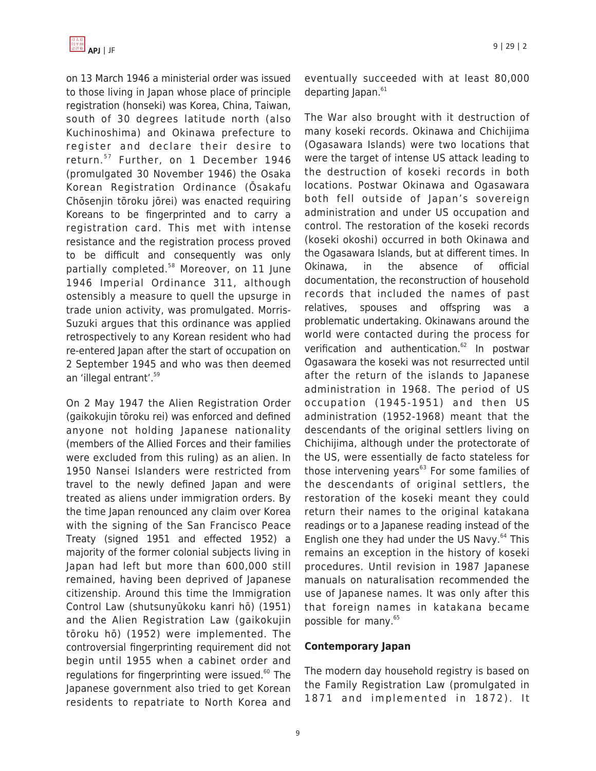on 13 March 1946 a ministerial order was issued to those living in Japan whose place of principle registration (honseki) was Korea, China, Taiwan, south of 30 degrees latitude north (also Kuchinoshima) and Okinawa prefecture to register and declare their desire to return.[57] Further, on 1 December 1946 (promulgated 30 November 1946) the Osaka Korean Registration Ordinance (Ōsakafu Chōsenjin tōroku jōrei) was enacted requiring Koreans to be fingerprinted and to carry a registration card. This met with intense resistance and the registration process proved to be difficult and consequently was only partially completed.[58] Moreover, on 11 June 1946 Imperial Ordinance 311, although ostensibly a measure to quell the upsurge in trade union activity, was promulgated. Morris-Suzuki argues that this ordinance was applied retrospectively to any Korean resident who had re-entered Japan after the start of occupation on 2 September 1945 and who was then deemed an 'illegal entrant'.[59]

On 2 May 1947 the Alien Registration Order (gaikokujin tōroku rei) was enforced and defined anyone not holding Japanese nationality (members of the Allied Forces and their families were excluded from this ruling) as an alien. In 1950 Nansei Islanders were restricted from travel to the newly defined Japan and were treated as aliens under immigration orders. By the time Japan renounced any claim over Korea with the signing of the San Francisco Peace Treaty (signed 1951 and effected 1952) a majority of the former colonial subjects living in Japan had left but more than 600,000 still remained, having been deprived of Japanese citizenship. Around this time the Immigration Control Law (shutsunyūkoku kanri hō) (1951) and the Alien Registration Law (gaikokujin tōroku hō) (1952) were implemented. The controversial fingerprinting requirement did not begin until 1955 when a cabinet order and regulations for fingerprinting were issued.[60] The Japanese government also tried to get Korean residents to repatriate to North Korea and eventually succeeded with at least 80,000 departing Japan.[61]

The War also brought with it destruction of many koseki records. Okinawa and Chichijima (Ogasawara Islands) were two locations that were the target of intense US attack leading to the destruction of koseki records in both locations. Postwar Okinawa and Ogasawara both fell outside of Japan's sovereign administration and under US occupation and control. The restoration of the koseki records (koseki okoshi) occurred in both Okinawa and the Ogasawara Islands, but at different times. In Okinawa, in the absence of official documentation, the reconstruction of household records that included the names of past relatives, spouses and offspring was a problematic undertaking. Okinawans around the world were contacted during the process for verification and authentication.[62] In postwar Ogasawara the koseki was not resurrected until after the return of the islands to Japanese administration in 1968. The period of US occupation (1945-1951) and then US administration (1952-1968) meant that the descendants of the original settlers living on Chichijima, although under the protectorate of the US, were essentially de facto stateless for those intervening years[63] For some families of the descendants of original settlers, the restoration of the koseki meant they could return their names to the original katakana readings or to a Japanese reading instead of the English one they had under the US Navy.[64] This remains an exception in the history of koseki procedures. Until revision in 1987 Japanese manuals on naturalisation recommended the use of Japanese names. It was only after this that foreign names in katakana became possible for many.[65]

## Contemporary Japan

The modern day household registry is based on the Family Registration Law (promulgated in 1871 and implemented in 1872). It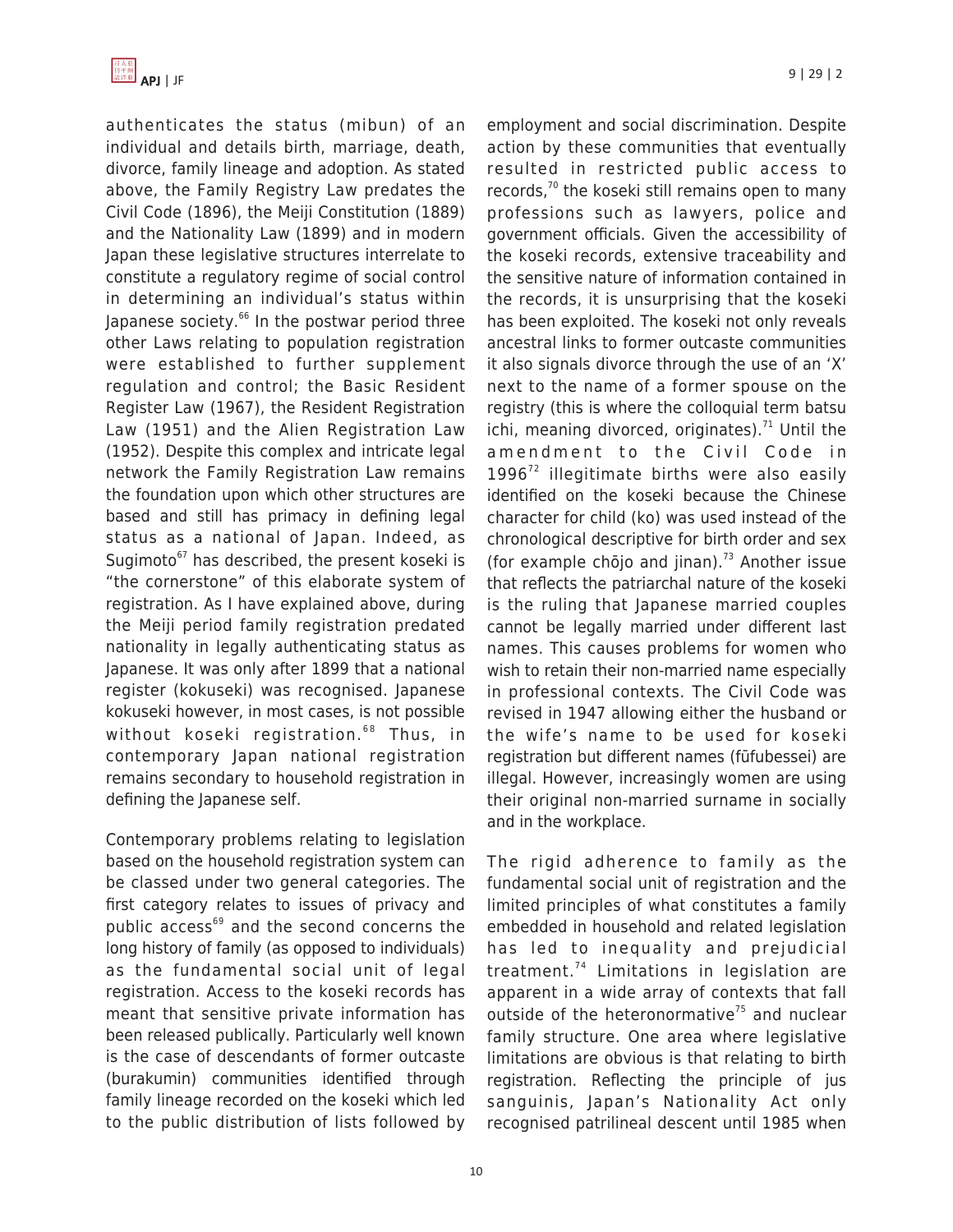authenticates the status (mibun) of an individual and details birth, marriage, death, divorce, family lineage and adoption. As stated above, the Family Registry Law predates the Civil Code (1896), the Meiji Constitution (1889) and the Nationality Law (1899) and in modern Japan these legislative structures interrelate to constitute a regulatory regime of social control in determining an individual's status within Japanese society.[66] In the postwar period three other Laws relating to population registration were established to further supplement regulation and control; the Basic Resident Register Law (1967), the Resident Registration Law (1951) and the Alien Registration Law (1952). Despite this complex and intricate legal network the Family Registration Law remains the foundation upon which other structures are based and still has primacy in defining legal status as a national of Japan. Indeed, as Sugimoto[67] has described, the present koseki is "the cornerstone" of this elaborate system of registration. As I have explained above, during the Meiji period family registration predated nationality in legally authenticating status as Japanese. It was only after 1899 that a national register (kokuseki) was recognised. Japanese kokuseki however, in most cases, is not possible without koseki registration.[68] Thus, in contemporary Japan national registration remains secondary to household registration in defining the Japanese self.

Contemporary problems relating to legislation based on the household registration system can be classed under two general categories. The first category relates to issues of privacy and public access[69] and the second concerns the long history of family (as opposed to individuals) as the fundamental social unit of legal registration. Access to the koseki records has meant that sensitive private information has been released publically. Particularly well known is the case of descendants of former outcaste (burakumin) communities identified through family lineage recorded on the koseki which led to the public distribution of lists followed by employment and social discrimination. Despite action by these communities that eventually resulted in restricted public access to records,[70] the koseki still remains open to many professions such as lawyers, police and government officials. Given the accessibility of the koseki records, extensive traceability and the sensitive nature of information contained in the records, it is unsurprising that the koseki has been exploited. The koseki not only reveals ancestral links to former outcaste communities it also signals divorce through the use of an 'X' next to the name of a former spouse on the registry (this is where the colloquial term batsu ichi, meaning divorced, originates).[71] Until the amendment to the Civil Code in 1996[72] illegitimate births were also easily identified on the koseki because the Chinese character for child (ko) was used instead of the chronological descriptive for birth order and sex (for example chōjo and jinan).[73] Another issue that reflects the patriarchal nature of the koseki is the ruling that Japanese married couples cannot be legally married under different last names. This causes problems for women who wish to retain their non-married name especially in professional contexts. The Civil Code was revised in 1947 allowing either the husband or the wife's name to be used for koseki registration but different names (fūfubessei) are illegal. However, increasingly women are using their original non-married surname in socially and in the workplace.

The rigid adherence to family as the fundamental social unit of registration and the limited principles of what constitutes a family embedded in household and related legislation has led to inequality and prejudicial treatment.[74] Limitations in legislation are apparent in a wide array of contexts that fall outside of the heteronormative[75] and nuclear family structure. One area where legislative limitations are obvious is that relating to birth registration. Reflecting the principle of jus sanguinis, Japan's Nationality Act only recognised patrilineal descent until 1985 when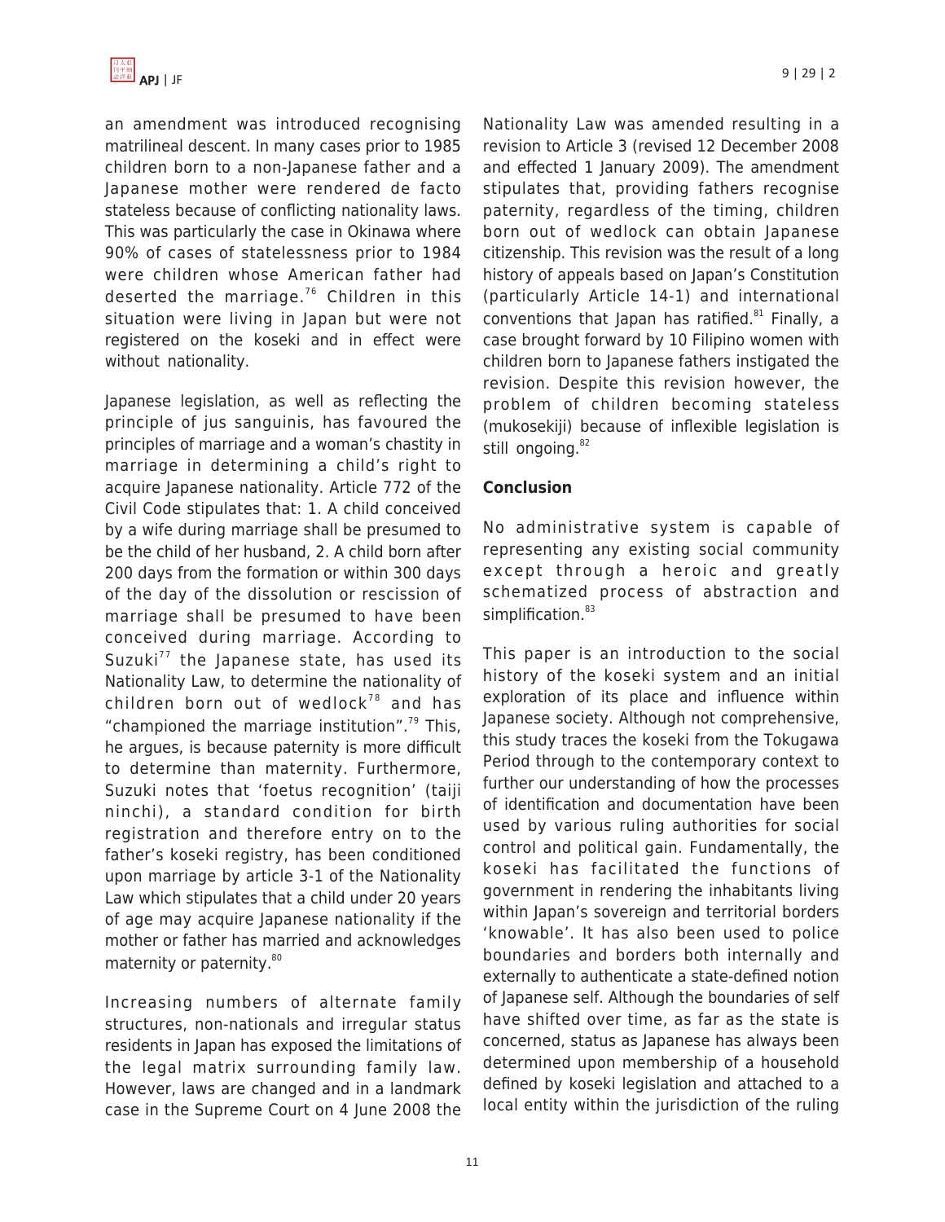an amendment was introduced recognising matrilineal descent. In many cases prior to 1985 children born to a non-Japanese father and a Japanese mother were rendered de facto stateless because of conflicting nationality laws. This was particularly the case in Okinawa where 90% of cases of statelessness prior to 1984 were children whose American father had deserted the marriage.[76] Children in this situation were living in Japan but were not registered on the koseki and in effect were without nationality.

Japanese legislation, as well as reflecting the principle of jus sanguinis, has favoured the principles of marriage and a woman's chastity in marriage in determining a child's right to acquire Japanese nationality. Article 772 of the Civil Code stipulates that: 1. A child conceived by a wife during marriage shall be presumed to be the child of her husband, 2. A child born after 200 days from the formation or within 300 days of the day of the dissolution or rescission of marriage shall be presumed to have been conceived during marriage. According to Suzuki[77] the Japanese state, has used its Nationality Law, to determine the nationality of children born out of wedlock[78] and has "championed the marriage institution".[79] This, he argues, is because paternity is more difficult to determine than maternity. Furthermore, Suzuki notes that 'foetus recognition' (taiji ninchi), a standard condition for birth registration and therefore entry on to the father's koseki registry, has been conditioned upon marriage by article 3-1 of the Nationality Law which stipulates that a child under 20 years of age may acquire Japanese nationality if the mother or father has married and acknowledges maternity or paternity.[80]

Increasing numbers of alternate family structures, non-nationals and irregular status residents in Japan has exposed the limitations of the legal matrix surrounding family law. However, laws are changed and in a landmark case in the Supreme Court on 4 June 2008 the Nationality Law was amended resulting in a revision to Article 3 (revised 12 December 2008 and effected 1 January 2009). The amendment stipulates that, providing fathers recognise paternity, regardless of the timing, children born out of wedlock can obtain Japanese citizenship. This revision was the result of a long history of appeals based on Japan's Constitution (particularly Article 14-1) and international conventions that Japan has ratified.[81] Finally, a case brought forward by 10 Filipino women with children born to Japanese fathers instigated the revision. Despite this revision however, the problem of children becoming stateless (mukosekiji) because of inflexible legislation is still ongoing.[82]

## Conclusion

No administrative system is capable of representing any existing social community except through a heroic and greatly schematized process of abstraction and simplification.[83]

This paper is an introduction to the social history of the koseki system and an initial exploration of its place and influence within Japanese society. Although not comprehensive, this study traces the koseki from the Tokugawa Period through to the contemporary context to further our understanding of how the processes of identification and documentation have been used by various ruling authorities for social control and political gain. Fundamentally, the koseki has facilitated the functions of government in rendering the inhabitants living within Japan's sovereign and territorial borders 'knowable'. It has also been used to police boundaries and borders both internally and externally to authenticate a state-defined notion of Japanese self. Although the boundaries of self have shifted over time, as far as the state is concerned, status as Japanese has always been determined upon membership of a household defined by koseki legislation and attached to a local entity within the jurisdiction of the ruling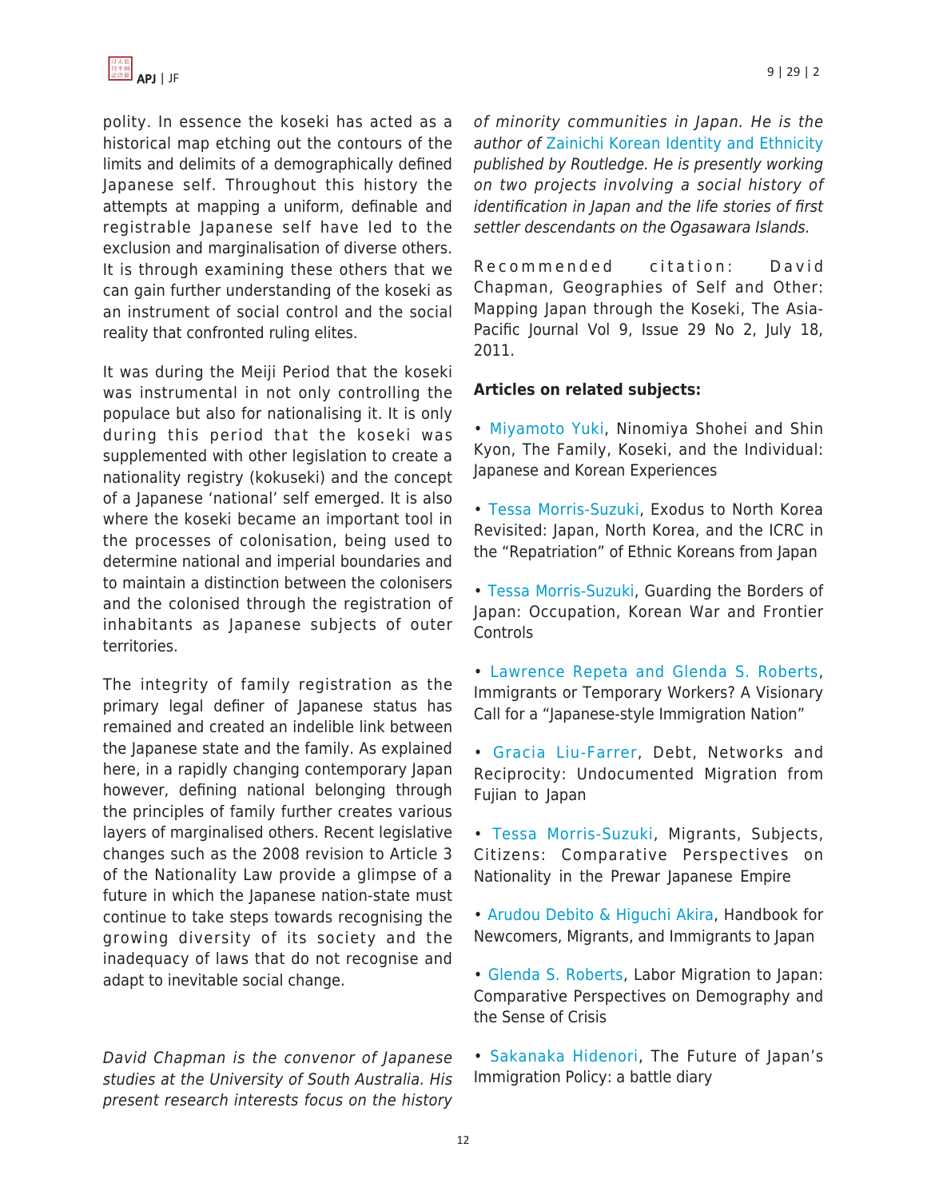polity. In essence the koseki has acted as a historical map etching out the contours of the limits and delimits of a demographically defined Japanese self. Throughout this history the attempts at mapping a uniform, definable and registrable Japanese self have led to the exclusion and marginalisation of diverse others. It is through examining these others that we can gain further understanding of the koseki as an instrument of social control and the social reality that confronted ruling elites.

It was during the Meiji Period that the koseki was instrumental in not only controlling the populace but also for nationalising it. It is only during this period that the koseki was supplemented with other legislation to create a nationality registry (kokuseki) and the concept of a Japanese 'national' self emerged. It is also where the koseki became an important tool in the processes of colonisation, being used to determine national and imperial boundaries and to maintain a distinction between the colonisers and the colonised through the registration of inhabitants as Japanese subjects of outer territories.

The integrity of family registration as the primary legal definer of Japanese status has remained and created an indelible link between the Japanese state and the family. As explained here, in a rapidly changing contemporary Japan however, defining national belonging through the principles of family further creates various layers of marginalised others. Recent legislative changes such as the 2008 revision to Article 3 of the Nationality Law provide a glimpse of a future in which the Japanese nation-state must continue to take steps towards recognising the growing diversity of its society and the inadequacy of laws that do not recognise and adapt to inevitable social change.

*David Chapman is the convenor of Japanese studies at the University of South Australia. His present research interests focus on the history of minority communities in Japan. He is the author of Zainichi Korean Identity and Ethnicity published by Routledge. He is presently working on two projects involving a social history of identification in Japan and the life stories of first settler descendants on the Ogasawara Islands.*

Recommended citation: David Chapman, Geographies of Self and Other: Mapping Japan through the Koseki, The Asia-Pacific Journal Vol 9, Issue 29 No 2, July 18, 2011.

**Articles on related subjects:**

• Miyamoto Yuki, Ninomiya Shohei and Shin Kyon, The Family, Koseki, and the Individual: Japanese and Korean Experiences

• Tessa Morris-Suzuki, Exodus to North Korea Revisited: Japan, North Korea, and the ICRC in the "Repatriation" of Ethnic Koreans from Japan

• Tessa Morris-Suzuki, Guarding the Borders of Japan: Occupation, Korean War and Frontier Controls

• Lawrence Repeta and Glenda S. Roberts, Immigrants or Temporary Workers? A Visionary Call for a "Japanese-style Immigration Nation"

• Gracia Liu-Farrer, Debt, Networks and Reciprocity: Undocumented Migration from Fujian to Japan

• Tessa Morris-Suzuki, Migrants, Subjects, Citizens: Comparative Perspectives on Nationality in the Prewar Japanese Empire

• Arudou Debito & Higuchi Akira, Handbook for Newcomers, Migrants, and Immigrants to Japan

• Glenda S. Roberts, Labor Migration to Japan: Comparative Perspectives on Demography and the Sense of Crisis

• Sakanaka Hidenori, The Future of Japan's Immigration Policy: a battle diary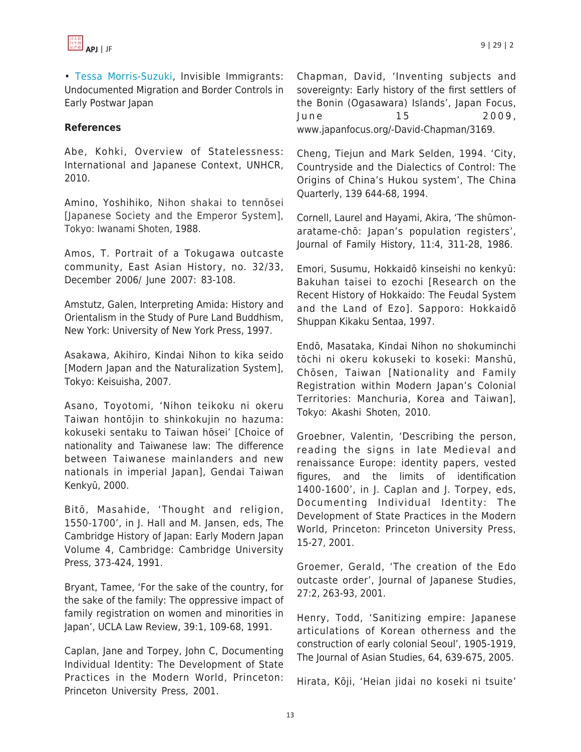• Tessa Morris-Suzuki, Invisible Immigrants: Undocumented Migration and Border Controls in Early Postwar Japan

**References**

Abe, Kohki, Overview of Statelessness: International and Japanese Context, UNHCR, 2010.

Amino, Yoshihiko, Nihon shakai to tennōsei [Japanese Society and the Emperor System], Tokyo: Iwanami Shoten, 1988.

Amos, T. Portrait of a Tokugawa outcaste community, East Asian History, no. 32/33, December 2006/ June 2007: 83-108.

Amstutz, Galen, Interpreting Amida: History and Orientalism in the Study of Pure Land Buddhism, New York: University of New York Press, 1997.

Asakawa, Akihiro, Kindai Nihon to kika seido [Modern Japan and the Naturalization System], Tokyo: Keisuisha, 2007.

Asano, Toyotomi, 'Nihon teikoku ni okeru Taiwan hontōjin to shinkokujin no hazuma: kokuseki sentaku to Taiwan hōsei' [Choice of nationality and Taiwanese law: The difference between Taiwanese mainlanders and new nationals in imperial Japan], Gendai Taiwan Kenkyū, 2000.

Bitō, Masahide, 'Thought and religion, 1550-1700', in J. Hall and M. Jansen, eds, The Cambridge History of Japan: Early Modern Japan Volume 4, Cambridge: Cambridge University Press, 373-424, 1991.

Bryant, Tamee, 'For the sake of the country, for the sake of the family: The oppressive impact of family registration on women and minorities in Japan', UCLA Law Review, 39:1, 109-68, 1991.

Caplan, Jane and Torpey, John C, Documenting Individual Identity: The Development of State Practices in the Modern World, Princeton: Princeton University Press, 2001.

Chapman, David, 'Inventing subjects and sovereignty: Early history of the first settlers of the Bonin (Ogasawara) Islands', Japan Focus, June 15 2009, www.japanfocus.org/-David-Chapman/3169.

Cheng, Tiejun and Mark Selden, 1994. 'City, Countryside and the Dialectics of Control: The Origins of China's Hukou system', The China Quarterly, 139 644-68, 1994.

Cornell, Laurel and Hayami, Akira, 'The shūmon-aratame-chō: Japan's population registers', Journal of Family History, 11:4, 311-28, 1986.

Emori, Susumu, Hokkaidō kinseishi no kenkyū: Bakuhan taisei to ezochi [Research on the Recent History of Hokkaido: The Feudal System and the Land of Ezo]. Sapporo: Hokkaidō Shuppan Kikaku Sentaa, 1997.

Endō, Masataka, Kindai Nihon no shokuminchi tōchi ni okeru kokuseki to koseki: Manshū, Chōsen, Taiwan [Nationality and Family Registration within Modern Japan's Colonial Territories: Manchuria, Korea and Taiwan], Tokyo: Akashi Shoten, 2010.

Groebner, Valentin, 'Describing the person, reading the signs in late Medieval and renaissance Europe: identity papers, vested figures, and the limits of identification 1400-1600', in J. Caplan and J. Torpey, eds, Documenting Individual Identity: The Development of State Practices in the Modern World, Princeton: Princeton University Press, 15-27, 2001.

Groemer, Gerald, 'The creation of the Edo outcaste order', Journal of Japanese Studies, 27:2, 263-93, 2001.

Henry, Todd, 'Sanitizing empire: Japanese articulations of Korean otherness and the construction of early colonial Seoul', 1905-1919, The Journal of Asian Studies, 64, 639-675, 2005.

Hirata, Kōji, 'Heian jidai no koseki ni tsuite'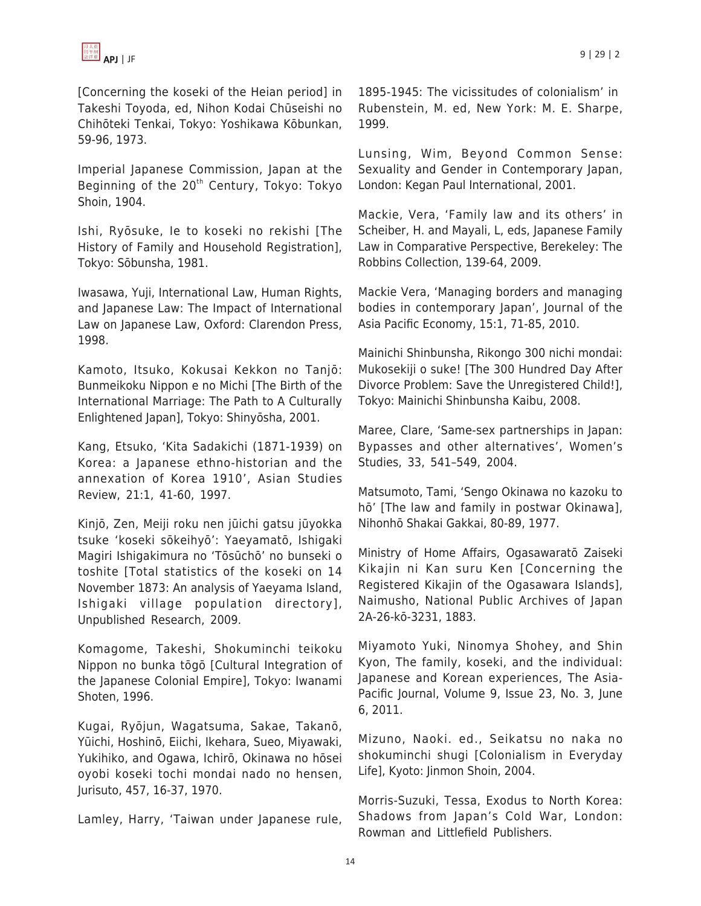[Concerning the koseki of the Heian period] in Takeshi Toyoda, ed, Nihon Kodai Chūseishi no Chihōteki Tenkai, Tokyo: Yoshikawa Kōbunkan, 59-96, 1973.

Imperial Japanese Commission, Japan at the Beginning of the 20th Century, Tokyo: Tokyo Shoin, 1904.

Ishi, Ryōsuke, Ie to koseki no rekishi [The History of Family and Household Registration], Tokyo: Sōbunsha, 1981.

Iwasawa, Yuji, International Law, Human Rights, and Japanese Law: The Impact of International Law on Japanese Law, Oxford: Clarendon Press, 1998.

Kamoto, Itsuko, Kokusai Kekkon no Tanjō: Bunmeikoku Nippon e no Michi [The Birth of the International Marriage: The Path to A Culturally Enlightened Japan], Tokyo: Shinyōsha, 2001.

Kang, Etsuko, 'Kita Sadakichi (1871-1939) on Korea: a Japanese ethno-historian and the annexation of Korea 1910', Asian Studies Review, 21:1, 41-60, 1997.

Kinjō, Zen, Meiji roku nen jūichi gatsu jūyokka tsuke 'koseki sōkeihyō': Yaeyamatō, Ishigaki Magiri Ishigakimura no 'Tōsūchō' no bunseki o toshite [Total statistics of the koseki on 14 November 1873: An analysis of Yaeyama Island, Ishigaki village population directory], Unpublished Research, 2009.

Komagome, Takeshi, Shokuminchi teikoku Nippon no bunka tōgō [Cultural Integration of the Japanese Colonial Empire], Tokyo: Iwanami Shoten, 1996.

Kugai, Ryōjun, Wagatsuma, Sakae, Takanō, Yūichi, Hoshinō, Eiichi, Ikehara, Sueo, Miyawaki, Yukihiko, and Ogawa, Ichirō, Okinawa no hōsei oyobi koseki tochi mondai nado no hensen, Jurisuto, 457, 16-37, 1970.

Lamley, Harry, 'Taiwan under Japanese rule, 1895-1945: The vicissitudes of colonialism' in Rubenstein, M. ed, New York: M. E. Sharpe, 1999.

Lunsing, Wim, Beyond Common Sense: Sexuality and Gender in Contemporary Japan, London: Kegan Paul International, 2001.

Mackie, Vera, 'Family law and its others' in Scheiber, H. and Mayali, L, eds, Japanese Family Law in Comparative Perspective, Berekeley: The Robbins Collection, 139-64, 2009.

Mackie Vera, 'Managing borders and managing bodies in contemporary Japan', Journal of the Asia Pacific Economy, 15:1, 71-85, 2010.

Mainichi Shinbunsha, Rikongo 300 nichi mondai: Mukosekiji o suke! [The 300 Hundred Day After Divorce Problem: Save the Unregistered Child!], Tokyo: Mainichi Shinbunsha Kaibu, 2008.

Maree, Clare, 'Same-sex partnerships in Japan: Bypasses and other alternatives', Women's Studies, 33, 541–549, 2004.

Matsumoto, Tami, 'Sengo Okinawa no kazoku to hō' [The law and family in postwar Okinawa], Nihonhō Shakai Gakkai, 80-89, 1977.

Ministry of Home Affairs, Ogasawaratō Zaiseki Kikajin ni Kan suru Ken [Concerning the Registered Kikajin of the Ogasawara Islands], Naimusho, National Public Archives of Japan 2A-26-kō-3231, 1883.

Miyamoto Yuki, Ninomya Shohey, and Shin Kyon, The family, koseki, and the individual: Japanese and Korean experiences, The Asia-Pacific Journal, Volume 9, Issue 23, No. 3, June 6, 2011.

Mizuno, Naoki. ed., Seikatsu no naka no shokuminchi shugi [Colonialism in Everyday Life], Kyoto: Jinmon Shoin, 2004.

Morris-Suzuki, Tessa, Exodus to North Korea: Shadows from Japan's Cold War, London: Rowman and Littlefield Publishers.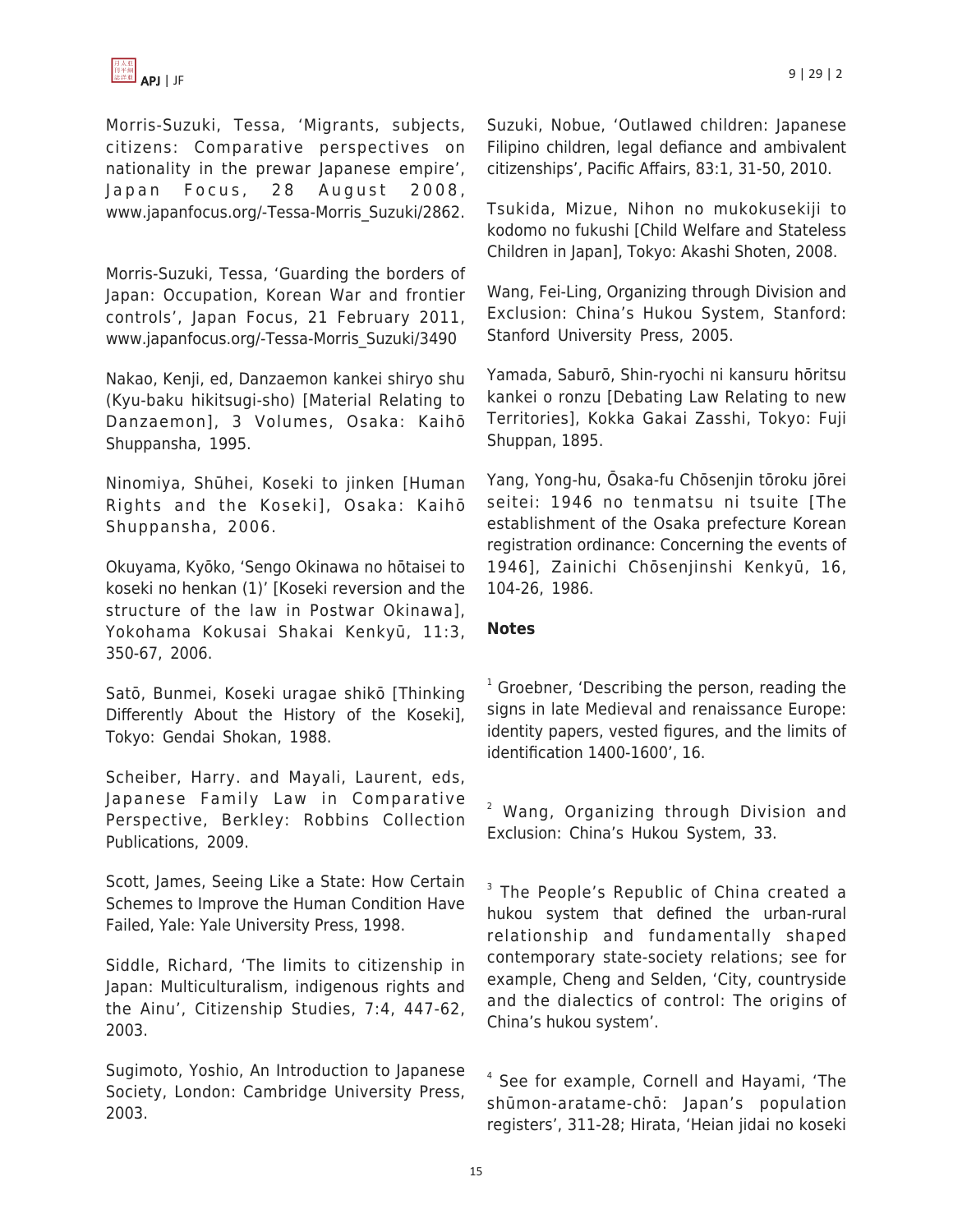Morris-Suzuki, Tessa, 'Migrants, subjects, citizens: Comparative perspectives on nationality in the prewar Japanese empire', Japan Focus, 28 August 2008, www.japanfocus.org/-Tessa-Morris_Suzuki/2862.

Morris-Suzuki, Tessa, 'Guarding the borders of Japan: Occupation, Korean War and frontier controls', Japan Focus, 21 February 2011, www.japanfocus.org/-Tessa-Morris_Suzuki/3490

Nakao, Kenji, ed, Danzaemon kankei shiryo shu (Kyu-baku hikitsugi-sho) [Material Relating to Danzaemon], 3 Volumes, Osaka: Kaihō Shuppansha, 1995.

Ninomiya, Shūhei, Koseki to jinken [Human Rights and the Koseki], Osaka: Kaihō Shuppansha, 2006.

Okuyama, Kyōko, 'Sengo Okinawa no hōtaisei to koseki no henkan (1)' [Koseki reversion and the structure of the law in Postwar Okinawa], Yokohama Kokusai Shakai Kenkyū, 11:3, 350-67, 2006.

Satō, Bunmei, Koseki uragae shikō [Thinking Differently About the History of the Koseki], Tokyo: Gendai Shokan, 1988.

Scheiber, Harry. and Mayali, Laurent, eds, Japanese Family Law in Comparative Perspective, Berkley: Robbins Collection Publications, 2009.

Scott, James, Seeing Like a State: How Certain Schemes to Improve the Human Condition Have Failed, Yale: Yale University Press, 1998.

Siddle, Richard, 'The limits to citizenship in Japan: Multiculturalism, indigenous rights and the Ainu', Citizenship Studies, 7:4, 447-62, 2003.

Sugimoto, Yoshio, An Introduction to Japanese Society, London: Cambridge University Press, 2003.

Suzuki, Nobue, 'Outlawed children: Japanese Filipino children, legal defiance and ambivalent citizenships', Pacific Affairs, 83:1, 31-50, 2010.

Tsukida, Mizue, Nihon no mukokusekiji to kodomo no fukushi [Child Welfare and Stateless Children in Japan], Tokyo: Akashi Shoten, 2008.

Wang, Fei-Ling, Organizing through Division and Exclusion: China's Hukou System, Stanford: Stanford University Press, 2005.

Yamada, Saburō, Shin-ryochi ni kansuru hōritsu kankei o ronzu [Debating Law Relating to new Territories], Kokka Gakai Zasshi, Tokyo: Fuji Shuppan, 1895.

Yang, Yong-hu, Ōsaka-fu Chōsenjin tōroku jōrei seitei: 1946 no tenmatsu ni tsuite [The establishment of the Osaka prefecture Korean registration ordinance: Concerning the events of 1946], Zainichi Chōsenjinshi Kenkyū, 16, 104-26, 1986.

**Notes**

[1] Groebner, 'Describing the person, reading the signs in late Medieval and renaissance Europe: identity papers, vested figures, and the limits of identification 1400-1600', 16.

[2] Wang, Organizing through Division and Exclusion: China's Hukou System, 33.

[3] The People's Republic of China created a hukou system that defined the urban-rural relationship and fundamentally shaped contemporary state-society relations; see for example, Cheng and Selden, 'City, countryside and the dialectics of control: The origins of China's hukou system'.

[4] See for example, Cornell and Hayami, 'The shūmon-aratame-chō: Japan's population registers', 311-28; Hirata, 'Heian jidai no koseki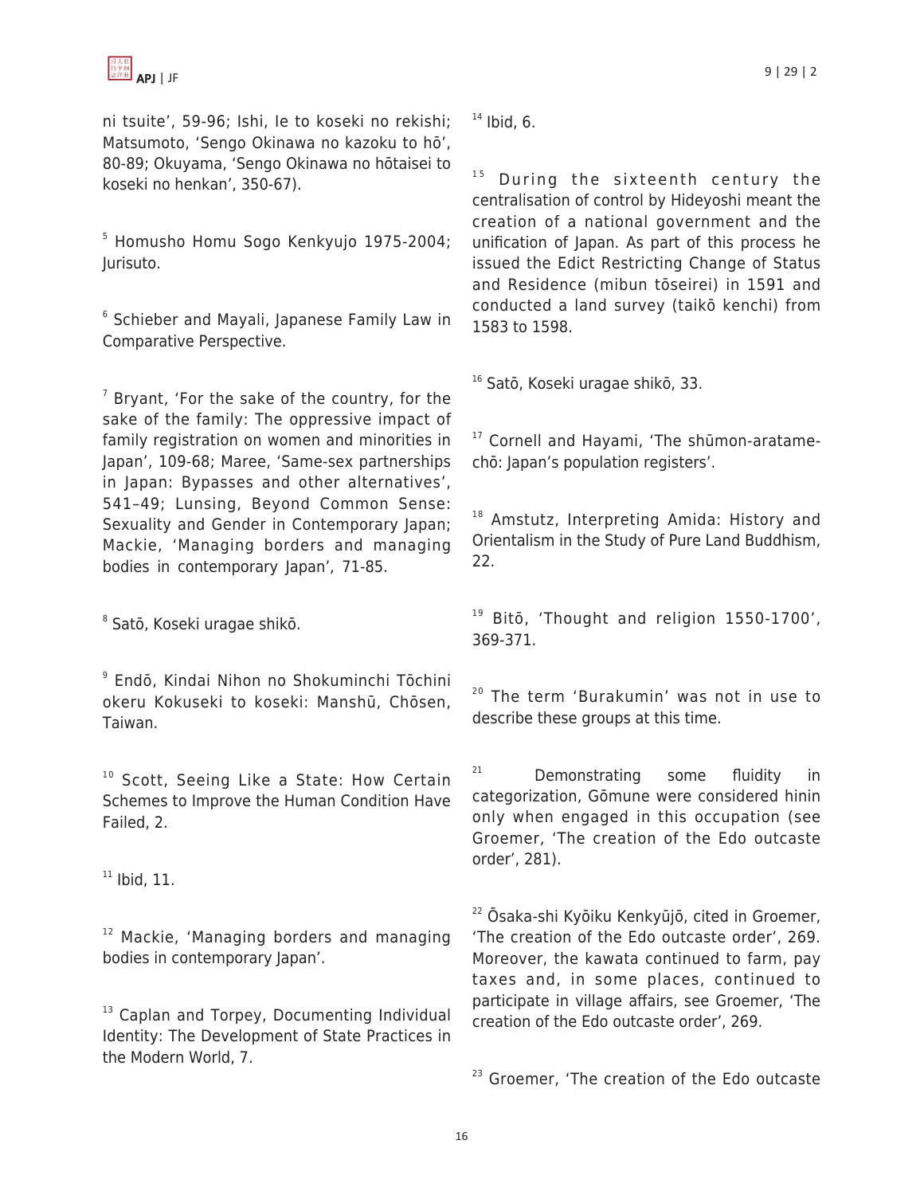ni tsuite', 59-96; Ishi, Ie to koseki no rekishi; Matsumoto, 'Sengo Okinawa no kazoku to hō', 80-89; Okuyama, 'Sengo Okinawa no hōtaisei to koseki no henkan', 350-67).

[5] Homusho Homu Sogo Kenkyujo 1975-2004; Jurisuto.

[6] Schieber and Mayali, Japanese Family Law in Comparative Perspective.

[7] Bryant, 'For the sake of the country, for the sake of the family: The oppressive impact of family registration on women and minorities in Japan', 109-68; Maree, 'Same-sex partnerships in Japan: Bypasses and other alternatives', 541–49; Lunsing, Beyond Common Sense: Sexuality and Gender in Contemporary Japan; Mackie, 'Managing borders and managing bodies in contemporary Japan', 71-85.

[8] Satō, Koseki uragae shikō.

[9] Endō, Kindai Nihon no Shokuminchi Tōchini okeru Kokuseki to koseki: Manshū, Chōsen, Taiwan.

[10] Scott, Seeing Like a State: How Certain Schemes to Improve the Human Condition Have Failed, 2.

[11] Ibid, 11.

[12] Mackie, 'Managing borders and managing bodies in contemporary Japan'.

[13] Caplan and Torpey, Documenting Individual Identity: The Development of State Practices in the Modern World, 7.

[14] Ibid, 6.

[15] During the sixteenth century the centralisation of control by Hideyoshi meant the creation of a national government and the unification of Japan. As part of this process he issued the Edict Restricting Change of Status and Residence (mibun tōseirei) in 1591 and conducted a land survey (taikō kenchi) from 1583 to 1598.

[16] Satō, Koseki uragae shikō, 33.

[17] Cornell and Hayami, 'The shūmon-aratame-chō: Japan's population registers'.

[18] Amstutz, Interpreting Amida: History and Orientalism in the Study of Pure Land Buddhism, 22.

[19] Bitō, 'Thought and religion 1550-1700', 369-371.

[20] The term 'Burakumin' was not in use to describe these groups at this time.

[21] Demonstrating some fluidity in categorization, Gōmune were considered hinin only when engaged in this occupation (see Groemer, 'The creation of the Edo outcaste order', 281).

[22] Ōsaka-shi Kyōiku Kenkyūjō, cited in Groemer, 'The creation of the Edo outcaste order', 269. Moreover, the kawata continued to farm, pay taxes and, in some places, continued to participate in village affairs, see Groemer, 'The creation of the Edo outcaste order', 269.

[23] Groemer, 'The creation of the Edo outcaste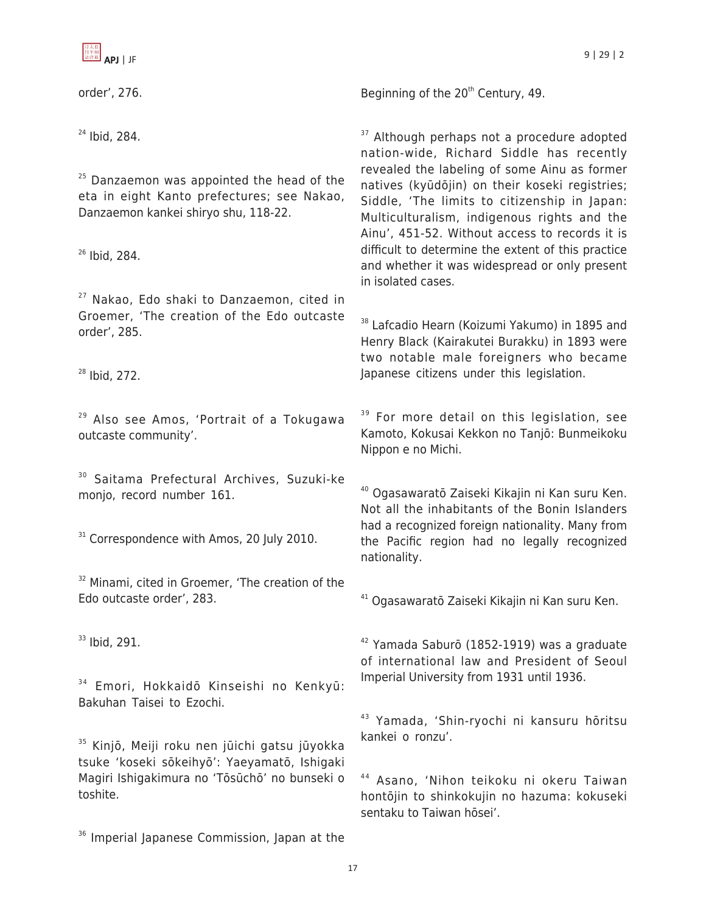order', 276.

[24] Ibid, 284.

[25] Danzaemon was appointed the head of the eta in eight Kanto prefectures; see Nakao, Danzaemon kankei shiryo shu, 118-22.

[26] Ibid, 284.

[27] Nakao, Edo shaki to Danzaemon, cited in Groemer, 'The creation of the Edo outcaste order', 285.

[28] Ibid, 272.

[29] Also see Amos, 'Portrait of a Tokugawa outcaste community'.

[30] Saitama Prefectural Archives, Suzuki-ke monjo, record number 161.

[31] Correspondence with Amos, 20 July 2010.

[32] Minami, cited in Groemer, 'The creation of the Edo outcaste order', 283.

[33] Ibid, 291.

[34] Emori, Hokkaidō Kinseishi no Kenkyū: Bakuhan Taisei to Ezochi.

[35] Kinjō, Meiji roku nen jūichi gatsu jūyokka tsuke 'koseki sōkeihyō': Yaeyamatō, Ishigaki Magiri Ishigakimura no 'Tōsūchō' no bunseki o toshite.

[36] Imperial Japanese Commission, Japan at the Beginning of the 20th Century, 49.

[37] Although perhaps not a procedure adopted nation-wide, Richard Siddle has recently revealed the labeling of some Ainu as former natives (kyūdōjin) on their koseki registries; Siddle, 'The limits to citizenship in Japan: Multiculturalism, indigenous rights and the Ainu', 451-52. Without access to records it is difficult to determine the extent of this practice and whether it was widespread or only present in isolated cases.

[38] Lafcadio Hearn (Koizumi Yakumo) in 1895 and Henry Black (Kairakutei Burakku) in 1893 were two notable male foreigners who became Japanese citizens under this legislation.

[39] For more detail on this legislation, see Kamoto, Kokusai Kekkon no Tanjō: Bunmeikoku Nippon e no Michi.

[40] Ogasawaratō Zaiseki Kikajin ni Kan suru Ken. Not all the inhabitants of the Bonin Islanders had a recognized foreign nationality. Many from the Pacific region had no legally recognized nationality.

[41] Ogasawaratō Zaiseki Kikajin ni Kan suru Ken.

[42] Yamada Saburō (1852-1919) was a graduate of international law and President of Seoul Imperial University from 1931 until 1936.

[43] Yamada, 'Shin-ryochi ni kansuru hōritsu kankei o ronzu'.

[44] Asano, 'Nihon teikoku ni okeru Taiwan hontōjin to shinkokujin no hazuma: kokuseki sentaku to Taiwan hōsei'.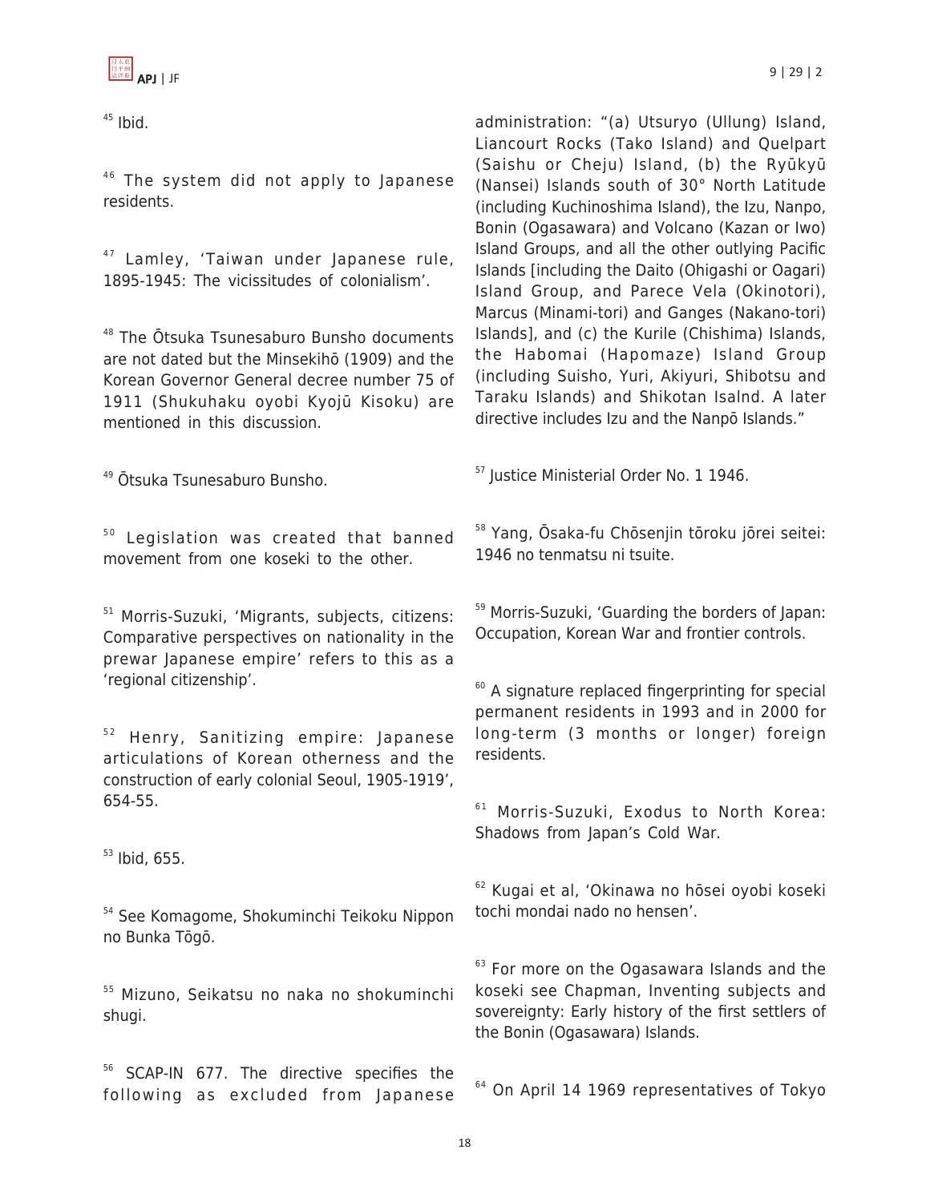[45] Ibid.

[46] The system did not apply to Japanese residents.

[47] Lamley, 'Taiwan under Japanese rule, 1895-1945: The vicissitudes of colonialism'.

[48] The Ōtsuka Tsunesaburo Bunsho documents are not dated but the Minsekihō (1909) and the Korean Governor General decree number 75 of 1911 (Shukuhaku oyobi Kyojū Kisoku) are mentioned in this discussion.

[49] Ōtsuka Tsunesaburo Bunsho.

[50] Legislation was created that banned movement from one koseki to the other.

[51] Morris-Suzuki, 'Migrants, subjects, citizens: Comparative perspectives on nationality in the prewar Japanese empire' refers to this as a 'regional citizenship'.

[52] Henry, Sanitizing empire: Japanese articulations of Korean otherness and the construction of early colonial Seoul, 1905-1919', 654-55.

[53] Ibid, 655.

[54] See Komagome, Shokuminchi Teikoku Nippon no Bunka Tōgō.

[55] Mizuno, Seikatsu no naka no shokuminchi shugi.

[56] SCAP-IN 677. The directive specifies the following as excluded from Japanese administration: "(a) Utsuryo (Ullung) Island, Liancourt Rocks (Tako Island) and Quelpart (Saishu or Cheju) Island, (b) the Ryūkyū (Nansei) Islands south of 30° North Latitude (including Kuchinoshima Island), the Izu, Nanpo, Bonin (Ogasawara) and Volcano (Kazan or Iwo) Island Groups, and all the other outlying Pacific Islands [including the Daito (Ohigashi or Oagari) Island Group, and Parece Vela (Okinotori), Marcus (Minami-tori) and Ganges (Nakano-tori) Islands], and (c) the Kurile (Chishima) Islands, the Habomai (Hapomaze) Island Group (including Suisho, Yuri, Akiyuri, Shibotsu and Taraku Islands) and Shikotan Isalnd. A later directive includes Izu and the Nanpō Islands."

[57] Justice Ministerial Order No. 1 1946.

[58] Yang, Ōsaka-fu Chōsenjin tōroku jōrei seitei: 1946 no tenmatsu ni tsuite.

[59] Morris-Suzuki, 'Guarding the borders of Japan: Occupation, Korean War and frontier controls.

[60] A signature replaced fingerprinting for special permanent residents in 1993 and in 2000 for long-term (3 months or longer) foreign residents.

[61] Morris-Suzuki, Exodus to North Korea: Shadows from Japan's Cold War.

[62] Kugai et al, 'Okinawa no hōsei oyobi koseki tochi mondai nado no hensen'.

[63] For more on the Ogasawara Islands and the koseki see Chapman, Inventing subjects and sovereignty: Early history of the first settlers of the Bonin (Ogasawara) Islands.

[64] On April 14 1969 representatives of Tokyo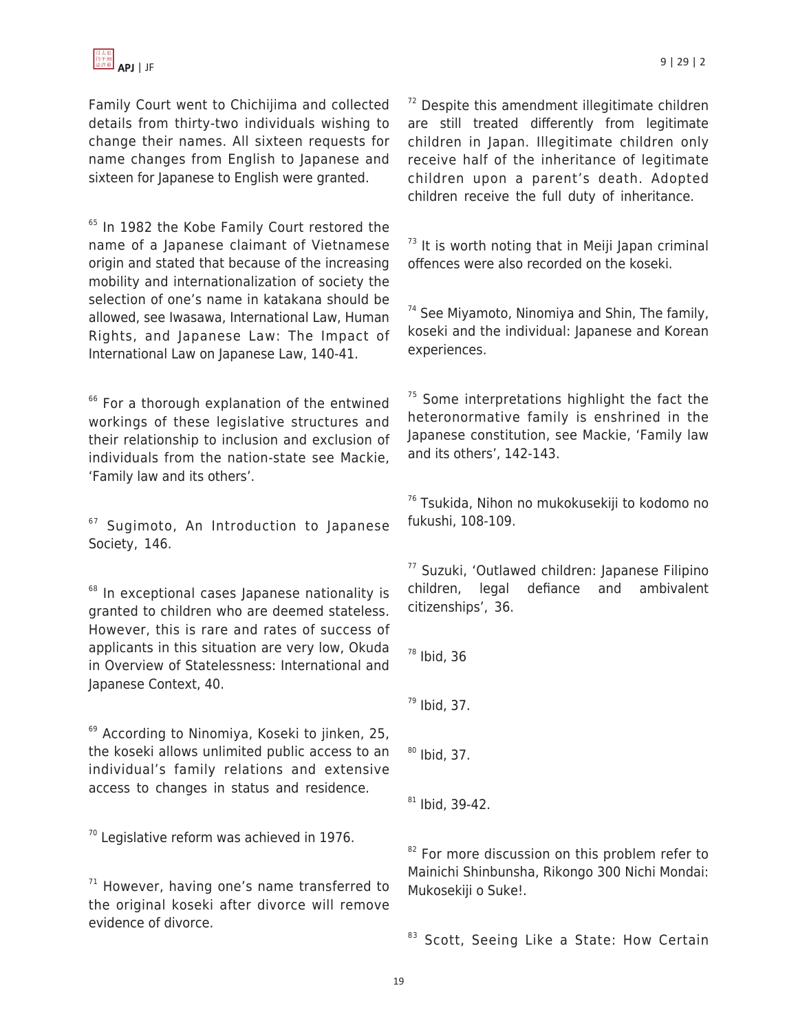Family Court went to Chichijima and collected details from thirty-two individuals wishing to change their names. All sixteen requests for name changes from English to Japanese and sixteen for Japanese to English were granted.

[65] In 1982 the Kobe Family Court restored the name of a Japanese claimant of Vietnamese origin and stated that because of the increasing mobility and internationalization of society the selection of one's name in katakana should be allowed, see Iwasawa, International Law, Human Rights, and Japanese Law: The Impact of International Law on Japanese Law, 140-41.

[66] For a thorough explanation of the entwined workings of these legislative structures and their relationship to inclusion and exclusion of individuals from the nation-state see Mackie, 'Family law and its others'.

[67] Sugimoto, An Introduction to Japanese Society, 146.

[68] In exceptional cases Japanese nationality is granted to children who are deemed stateless. However, this is rare and rates of success of applicants in this situation are very low, Okuda in Overview of Statelessness: International and Japanese Context, 40.

[69] According to Ninomiya, Koseki to jinken, 25, the koseki allows unlimited public access to an individual's family relations and extensive access to changes in status and residence.

[70] Legislative reform was achieved in 1976.

[71] However, having one's name transferred to the original koseki after divorce will remove evidence of divorce.

[72] Despite this amendment illegitimate children are still treated differently from legitimate children in Japan. Illegitimate children only receive half of the inheritance of legitimate children upon a parent's death. Adopted children receive the full duty of inheritance.

[73] It is worth noting that in Meiji Japan criminal offences were also recorded on the koseki.

[74] See Miyamoto, Ninomiya and Shin, The family, koseki and the individual: Japanese and Korean experiences.

[75] Some interpretations highlight the fact the heteronormative family is enshrined in the Japanese constitution, see Mackie, 'Family law and its others', 142-143.

[76] Tsukida, Nihon no mukokusekiji to kodomo no fukushi, 108-109.

[77] Suzuki, 'Outlawed children: Japanese Filipino children, legal defiance and ambivalent citizenships', 36.

[78] Ibid, 36

[79] Ibid, 37.

[80] Ibid, 37.

[81] Ibid, 39-42.

[82] For more discussion on this problem refer to Mainichi Shinbunsha, Rikongo 300 Nichi Mondai: Mukosekiji o Suke!.

[83] Scott, Seeing Like a State: How Certain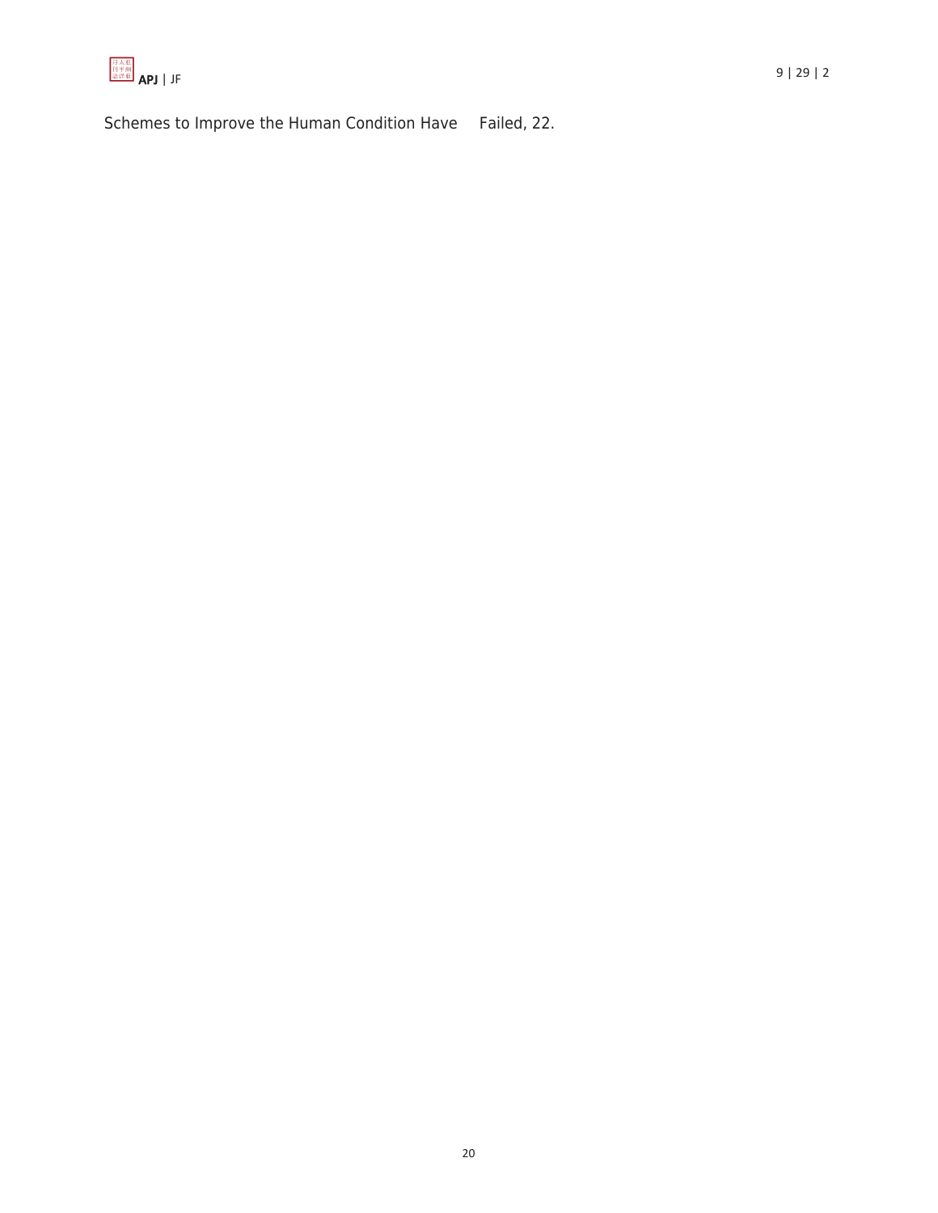Schemes to Improve the Human Condition Have Failed, 22.